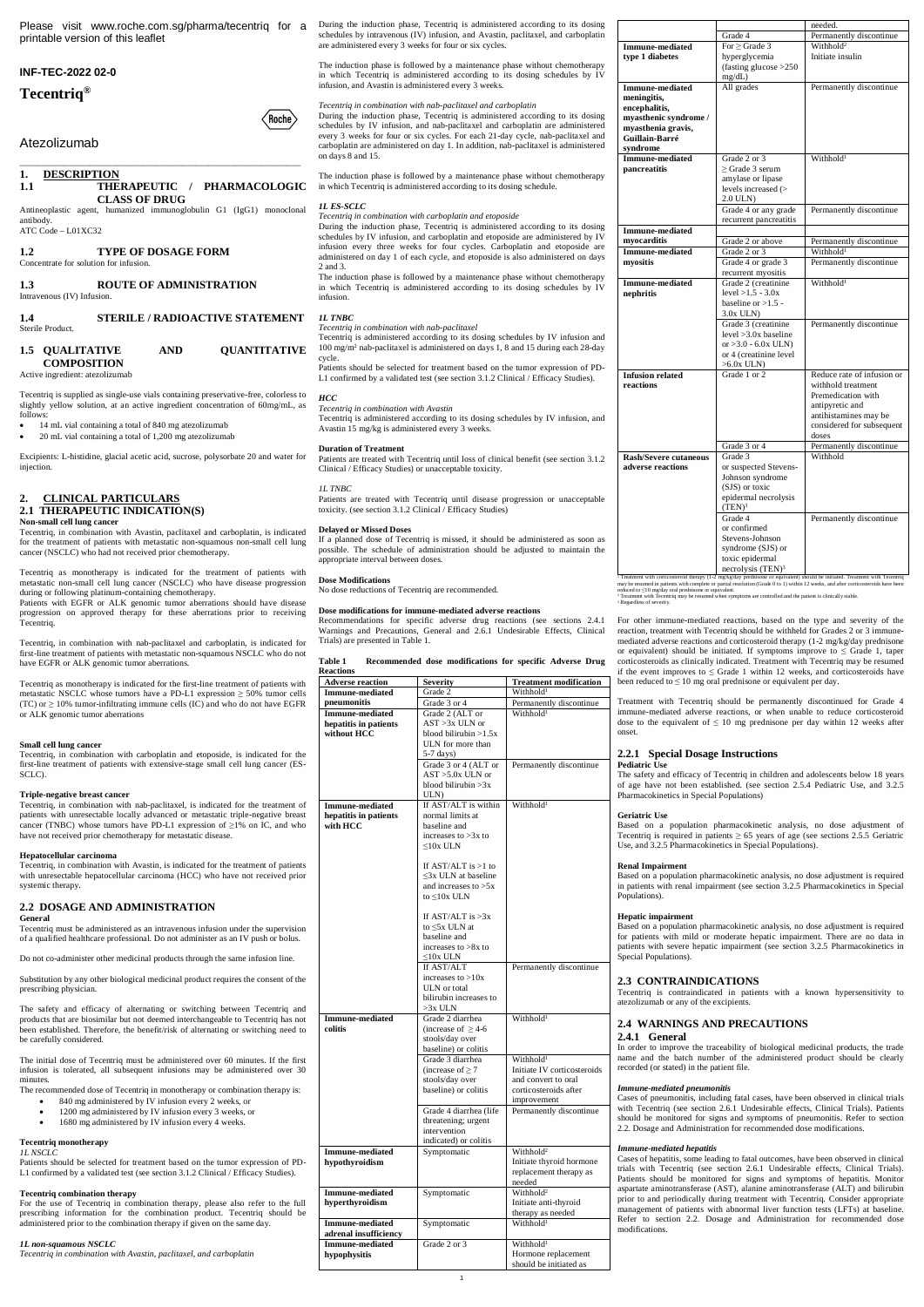Please visit www.roche.com.sg/pharma/tecentriq for a printable version of this leaflet

**INF-TEC-2022 02-0**

# Tecentriq®

Roche

Atezolizumab

## 1. DESCRIPTION

### 1.1 THERAPEUTIC / PHARMACOLOGIC CLASS OF DRUG

Antineoplastic agent, humanized immunoglobulin G1 (IgG1) monoclonal antibody.
ATC Code – L01XC32

### 1.2 TYPE OF DOSAGE FORM

Concentrate for solution for infusion.

### 1.3 ROUTE OF ADMINISTRATION

Intravenous (IV) Infusion.

### 1.4 STERILE / RADIOACTIVE STATEMENT

Sterile Product.

### 1.5 QUALITATIVE AND QUANTITATIVE COMPOSITION

Active ingredient: atezolizumab

Tecentriq is supplied as single-use vials containing preservative-free, colorless to slightly yellow solution, at an active ingredient concentration of 60mg/mL, as follows:

- 14 mL vial containing a total of 840 mg atezolizumab
- 20 mL vial containing a total of 1,200 mg atezolizumab

Excipients: L-histidine, glacial acetic acid, sucrose, polysorbate 20 and water for injection.

## 2. CLINICAL PARTICULARS

### 2.1 THERAPEUTIC INDICATION(S)

**Non-small cell lung cancer**

Tecentriq, in combination with Avastin, paclitaxel and carboplatin, is indicated for the treatment of patients with metastatic non-squamous non-small cell lung cancer (NSCLC) who had not received prior chemotherapy.

Tecentriq as monotherapy is indicated for the treatment of patients with metastatic non-small cell lung cancer (NSCLC) who have disease progression during or following platinum-containing chemotherapy.
Patients with EGFR or ALK genomic tumor aberrations should have disease progression on approved therapy for these aberrations prior to receiving Tecentriq.

Tecentriq, in combination with nab-paclitaxel and carboplatin, is indicated for first-line treatment of patients with metastatic non-squamous NSCLC who do not have EGFR or ALK genomic tumor aberrations.

Tecentriq as monotherapy is indicated for the first-line treatment of patients with metastatic NSCLC whose tumors have a PD-L1 expression ≥ 50% tumor cells (TC) or ≥ 10% tumor-infiltrating immune cells (IC) and who do not have EGFR or ALK genomic tumor aberrations

**Small cell lung cancer**

Tecentriq, in combination with carboplatin and etoposide, is indicated for the first-line treatment of patients with extensive-stage small cell lung cancer (ES-SCLC).

**Triple-negative breast cancer**

Tecentriq, in combination with nab-paclitaxel, is indicated for the treatment of patients with unresectable locally advanced or metastatic triple-negative breast cancer (TNBC) whose tumors have PD-L1 expression of ≥1% on IC, and who have not received prior chemotherapy for metastatic disease.

**Hepatocellular carcinoma**

Tecentriq, in combination with Avastin, is indicated for the treatment of patients with unresectable hepatocellular carcinoma (HCC) who have not received prior systemic therapy.

### 2.2 DOSAGE AND ADMINISTRATION

**General**

Tecentriq must be administered as an intravenous infusion under the supervision of a qualified healthcare professional. Do not administer as an IV push or bolus.

Do not co-administer other medicinal products through the same infusion line.

Substitution by any other biological medicinal product requires the consent of the prescribing physician.

The safety and efficacy of alternating or switching between Tecentriq and products that are biosimilar but not deemed interchangeable to Tecentriq has not been established. Therefore, the benefit/risk of alternating or switching need to be carefully considered.

The initial dose of Tecentriq must be administered over 60 minutes. If the first infusion is tolerated, all subsequent infusions may be administered over 30 minutes.
The recommended dose of Tecentriq in monotherapy or combination therapy is:

- 840 mg administered by IV infusion every 2 weeks, or
- 1200 mg administered by IV infusion every 3 weeks, or
- 1680 mg administered by IV infusion every 4 weeks.

**Tecentriq monotherapy**

*1L NSCLC*

Patients should be selected for treatment based on the tumor expression of PD-L1 confirmed by a validated test (see section 3.1.2 Clinical / Efficacy Studies).

**Tecentriq combination therapy**

For the use of Tecentriq in combination therapy, please also refer to the full prescribing information for the combination product. Tecentriq should be administered prior to the combination therapy if given on the same day.

*1L non-squamous NSCLC*

*Tecentriq in combination with Avastin, paclitaxel, and carboplatin*

During the induction phase, Tecentriq is administered according to its dosing schedules by intravenous (IV) infusion, and Avastin, paclitaxel, and carboplatin are administered every 3 weeks for four or six cycles.

The induction phase is followed by a maintenance phase without chemotherapy in which Tecentriq is administered according to its dosing schedules by IV infusion, and Avastin is administered every 3 weeks.

*Tecentriq in combination with nab-paclitaxel and carboplatin*

During the induction phase, Tecentriq is administered according to its dosing schedules by IV infusion, and nab-paclitaxel and carboplatin are administered every 3 weeks for four or six cycles. For each 21-day cycle, nab-paclitaxel and carboplatin are administered on day 1. In addition, nab-paclitaxel is administered on days 8 and 15.

The induction phase is followed by a maintenance phase without chemotherapy in which Tecentriq is administered according to its dosing schedule.

*1L ES-SCLC*

*Tecentriq in combination with carboplatin and etoposide*

During the induction phase, Tecentriq is administered according to its dosing schedules by IV infusion, and carboplatin and etoposide are administered by IV infusion every three weeks for four cycles. Carboplatin and etoposide are administered on day 1 of each cycle, and etoposide is also administered on days 2 and 3.
The induction phase is followed by a maintenance phase without chemotherapy in which Tecentriq is administered according to its dosing schedules by IV infusion.

*1L TNBC*

*Tecentriq in combination with nab-paclitaxel*

Tecentriq is administered according to its dosing schedules by IV infusion and 100 mg/m² nab-paclitaxel is administered on days 1, 8 and 15 during each 28-day cycle.
Patients should be selected for treatment based on the tumor expression of PD-L1 confirmed by a validated test (see section 3.1.2 Clinical / Efficacy Studies).

*HCC*

*Tecentriq in combination with Avastin*

Tecentriq is administered according to its dosing schedules by IV infusion, and Avastin 15 mg/kg is administered every 3 weeks.

**Duration of Treatment**

Patients are treated with Tecentriq until loss of clinical benefit (see section 3.1.2 Clinical / Efficacy Studies) or unacceptable toxicity.

*1L TNBC*

Patients are treated with Tecentriq until disease progression or unacceptable toxicity. (see section 3.1.2 Clinical / Efficacy Studies)

**Delayed or Missed Doses**

If a planned dose of Tecentriq is missed, it should be administered as soon as possible. The schedule of administration should be adjusted to maintain the appropriate interval between doses.

**Dose Modifications**

No dose reductions of Tecentriq are recommended.

**Dose modifications for immune-mediated adverse reactions**

Recommendations for specific adverse drug reactions (see sections 2.4.1 Warnings and Precautions, General and 2.6.1 Undesirable Effects, Clinical Trials) are presented in Table 1.

**Table 1 Recommended dose modifications for specific Adverse Drug Reactions**

| Adverse reaction | Severity | Treatment modification |
|---|---|---|
| **Immune-mediated pneumonitis** | Grade 2 | Withhold[1] |
| | Grade 3 or 4 | Permanently discontinue |
| **Immune-mediated hepatitis in patients without HCC** | Grade 2 (ALT or AST >3x ULN or blood bilirubin >1.5x ULN for more than 5-7 days) | Withhold[1] |
| | Grade 3 or 4 (ALT or AST >5.0x ULN or blood bilirubin >3x ULN) | Permanently discontinue |
| **Immune-mediated hepatitis in patients with HCC** | If AST/ALT is within normal limits at baseline and increases to >3x to ≤10x ULN<br><br>If AST/ALT is >1 to ≤3x ULN at baseline and increases to >5x to ≤10x ULN<br><br>If AST/ALT is >3x to ≤5x ULN at baseline and increases to >8x to ≤10x ULN | Withhold[1] |
| | If AST/ALT increases to >10x ULN or total bilirubin increases to >3x ULN | Permanently discontinue |
| **Immune-mediated colitis** | Grade 2 diarrhea (increase of ≥ 4-6 stools/day over baseline) or colitis | Withhold[1] |
| | Grade 3 diarrhea (increase of ≥ 7 stools/day over baseline) or colitis | Withhold[1]<br>Initiate IV corticosteroids and convert to oral corticosteroids after improvement |
| | Grade 4 diarrhea (life threatening; urgent intervention indicated) or colitis | Permanently discontinue |
| **Immune-mediated hypothyroidism** | Symptomatic | Withhold[2]<br>Initiate thyroid hormone replacement therapy as needed |
| **Immune-mediated hyperthyroidism** | Symptomatic | Withhold[2]<br>Initiate anti-thyroid therapy as needed |
| **Immune-mediated adrenal insufficiency** | Symptomatic | Withhold[1] |
| **Immune-mediated hypophysitis** | Grade 2 or 3 | Withhold[1]<br>Hormone replacement should be initiated as needed. |
| | Grade 4 | Permanently discontinue |
| **Immune-mediated type 1 diabetes** | For ≥ Grade 3 hyperglycemia (fasting glucose >250 mg/dL) | Withhold[2]<br>Initiate insulin |
| **Immune-mediated meningitis, encephalitis, myasthenic syndrome / myasthenia gravis, Guillain-Barré syndrome** | All grades | Permanently discontinue |
| **Immune-mediated pancreatitis** | Grade 2 or 3<br>≥ Grade 3 serum amylase or lipase levels increased (> 2.0 ULN) | Withhold[1] |
| | Grade 4 or any grade recurrent pancreatitis | Permanently discontinue |
| **Immune-mediated myocarditis** | Grade 2 or above | Permanently discontinue |
| **Immune-mediated myositis** | Grade 2 or 3 | Withhold[1] |
| | Grade 4 or grade 3 recurrent myositis | Permanently discontinue |
| **Immune-mediated nephritis** | Grade 2 (creatinine level >1.5 - 3.0x baseline or >1.5 - 3.0x ULN) | Withhold[1] |
| | Grade 3 (creatinine level >3.0x baseline or >3.0 - 6.0x ULN) or 4 (creatinine level >6.0x ULN) | Permanently discontinue |
| **Infusion related reactions** | Grade 1 or 2 | Reduce rate of infusion or withhold treatment<br>Premedication with antipyretic and antihistamines may be considered for subsequent doses |
| | Grade 3 or 4 | Permanently discontinue |
| **Rash/Severe cutaneous adverse reactions** | Grade 3 or suspected Stevens-Johnson syndrome (SJS) or toxic epidermal necrolysis (TEN)[3] | Withhold |
| | Grade 4 or confirmed Stevens-Johnson syndrome (SJS) or toxic epidermal necrolysis (TEN)[3] | Permanently discontinue |

[1] Treatment with corticosteroid therapy (1-2 mg/kg/day prednisone or equivalent) should be initiated. Treatment with Tecentriq may be resumed in patients with complete or partial resolution (Grade 0 to 1) within 12 weeks, and after corticosteroids have been reduced to ≤10 mg/day oral prednisone or equivalent.
[2] Treatment with Tecentriq may be resumed when symptoms are controlled and the patient is clinically stable.
[3] Regardless of severity.

For other immune-mediated reactions, based on the type and severity of the reaction, treatment with Tecentriq should be withheld for Grades 2 or 3 immune-mediated adverse reactions and corticosteroid therapy (1-2 mg/kg/day prednisone or equivalent) should be initiated. If symptoms improve to ≤ Grade 1, taper corticosteroids as clinically indicated. Treatment with Tecentriq may be resumed if the event improves to ≤ Grade 1 within 12 weeks, and corticosteroids have been reduced to ≤ 10 mg oral prednisone or equivalent per day.

Treatment with Tecentriq should be permanently discontinued for Grade 4 immune-mediated adverse reactions, or when unable to reduce corticosteroid dose to the equivalent of ≤ 10 mg prednisone per day within 12 weeks after onset.

#### 2.2.1 Special Dosage Instructions

**Pediatric Use**

The safety and efficacy of Tecentriq in children and adolescents below 18 years of age have not been established. (see section 2.5.4 Pediatric Use, and 3.2.5 Pharmacokinetics in Special Populations)

**Geriatric Use**

Based on a population pharmacokinetic analysis, no dose adjustment of Tecentriq is required in patients ≥ 65 years of age (see sections 2.5.5 Geriatric Use, and 3.2.5 Pharmacokinetics in Special Populations).

**Renal Impairment**

Based on a population pharmacokinetic analysis, no dose adjustment is required in patients with renal impairment (see section 3.2.5 Pharmacokinetics in Special Populations).

**Hepatic impairment**

Based on a population pharmacokinetic analysis, no dose adjustment is required for patients with mild or moderate hepatic impairment. There are no data in patients with severe hepatic impairment (see section 3.2.5 Pharmacokinetics in Special Populations).

### 2.3 CONTRAINDICATIONS

Tecentriq is contraindicated in patients with a known hypersensitivity to atezolizumab or any of the excipients.

### 2.4 WARNINGS AND PRECAUTIONS

#### 2.4.1 General

In order to improve the traceability of biological medicinal products, the trade name and the batch number of the administered product should be clearly recorded (or stated) in the patient file.

*Immune-mediated pneumonitis*

Cases of pneumonitis, including fatal cases, have been observed in clinical trials with Tecentriq (see section 2.6.1 Undesirable effects, Clinical Trials). Patients should be monitored for signs and symptoms of pneumonitis. Refer to section 2.2. Dosage and Administration for recommended dose modifications.

*Immune-mediated hepatitis*

Cases of hepatitis, some leading to fatal outcomes, have been observed in clinical trials with Tecentriq (see section 2.6.1 Undesirable effects, Clinical Trials). Patients should be monitored for signs and symptoms of hepatitis. Monitor aspartate aminotransferase (AST), alanine aminotransferase (ALT) and bilirubin prior to and periodically during treatment with Tecentriq. Consider appropriate management of patients with abnormal liver function tests (LFTs) at baseline. Refer to section 2.2. Dosage and Administration for recommended dose modifications.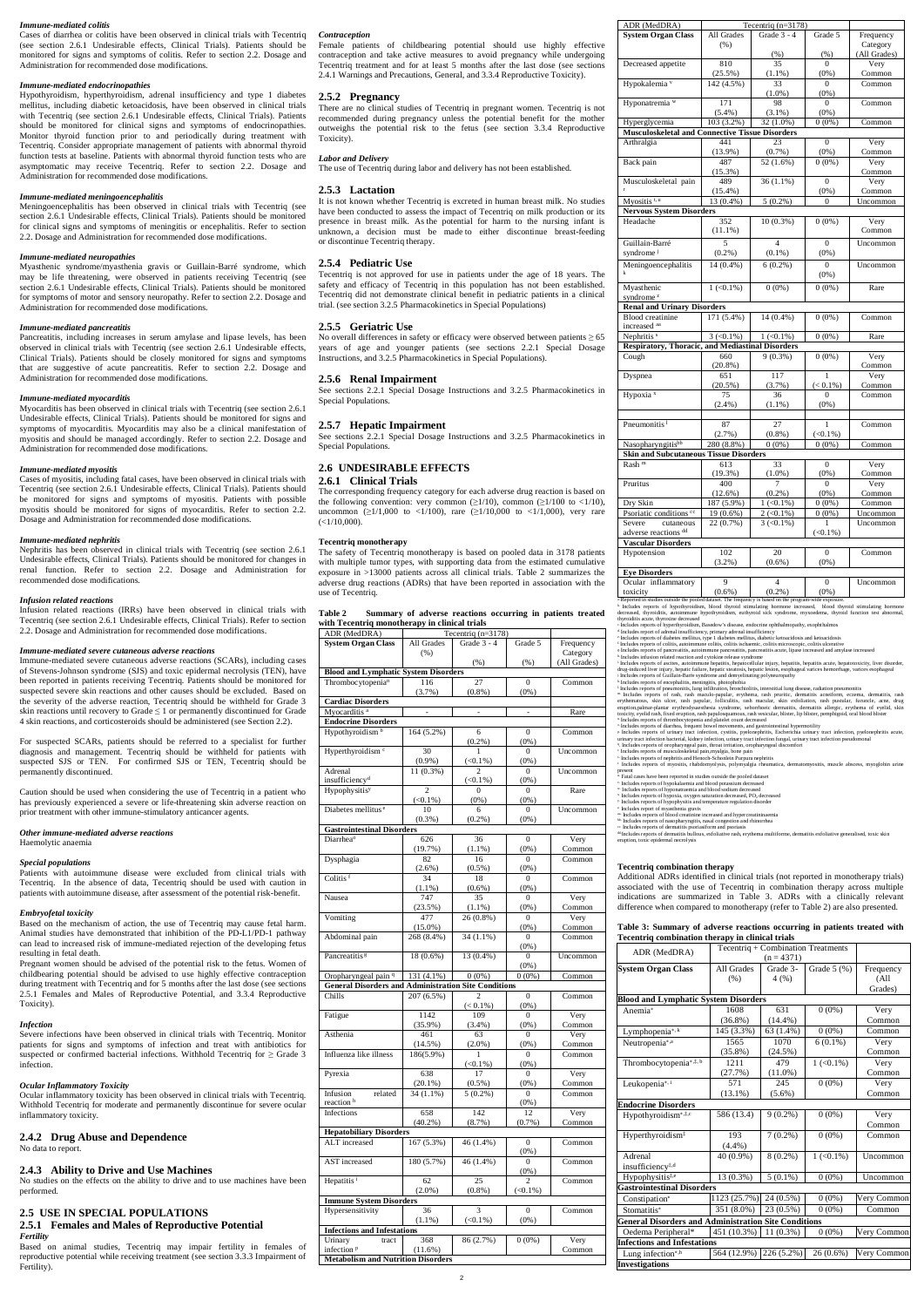*Immune-mediated colitis*

Cases of diarrhea or colitis have been observed in clinical trials with Tecentriq (see section 2.6.1 Undesirable effects, Clinical Trials). Patients should be monitored for signs and symptoms of colitis. Refer to section 2.2. Dosage and Administration for recommended dose modifications.

*Immune-mediated endocrinopathies*

Hypothyroidism, hyperthyroidism, adrenal insufficiency and type 1 diabetes mellitus, including diabetic ketoacidosis, have been observed in clinical trials with Tecentriq (see section 2.6.1 Undesirable effects, Clinical Trials). Patients should be monitored for clinical signs and symptoms of endocrinopathies. Monitor thyroid function prior to and periodically during treatment with Tecentriq. Consider appropriate management of patients with abnormal thyroid function tests at baseline. Patients with abnormal thyroid function tests who are asymptomatic may receive Tecentriq. Refer to section 2.2. Dosage and Administration for recommended dose modifications.

*Immune-mediated meningoencephalitis*

Meningoencephalitis has been observed in clinical trials with Tecentriq (see section 2.6.1 Undesirable effects, Clinical Trials). Patients should be monitored for clinical signs and symptoms of meningitis or encephalitis. Refer to section 2.2. Dosage and Administration for recommended dose modifications.

*Immune-mediated neuropathies*

Myasthenic syndrome/myasthenia gravis or Guillain-Barré syndrome, which may be life threatening, were observed in patients receiving Tecentriq (see section 2.6.1 Undesirable effects, Clinical Trials). Patients should be monitored for symptoms of motor and sensory neuropathy. Refer to section 2.2. Dosage and Administration for recommended dose modifications.

*Immune-mediated pancreatitis*

Pancreatitis, including increases in serum amylase and lipase levels, has been observed in clinical trials with Tecentriq (see section 2.6.1 Undesirable effects, Clinical Trials). Patients should be closely monitored for signs and symptoms that are suggestive of acute pancreatitis. Refer to section 2.2. Dosage and Administration for recommended dose modifications.

*Immune-mediated myocarditis*

Myocarditis has been observed in clinical trials with Tecentriq (see section 2.6.1 Undesirable effects, Clinical Trials). Patients should be monitored for signs and symptoms of myocarditis. Myocarditis may also be a clinical manifestation of myositis and should be managed accordingly. Refer to section 2.2. Dosage and Administration for recommended dose modifications.

*Immune-mediated myositis*

Cases of myositis, including fatal cases, have been observed in clinical trials with Tecentriq (see section 2.6.1 Undesirable effects, Clinical Trials). Patients should be monitored for signs and symptoms of myositis. Patients with possible myositis should be monitored for signs of myocarditis. Refer to section 2.2. Dosage and Administration for recommended dose modifications.

*Immune-mediated nephritis*

Nephritis has been observed in clinical trials with Tecentriq (see section 2.6.1 Undesirable effects, Clinical Trials). Patients should be monitored for changes in renal function. Refer to section 2.2. Dosage and Administration for recommended dose modifications.

*Infusion related reactions*

Infusion related reactions (IRRs) have been observed in clinical trials with Tecentriq (see section 2.6.1 Undesirable effects, Clinical Trials). Refer to section 2.2. Dosage and Administration for recommended dose modifications.

*Immune-mediated severe cutaneous adverse reactions*

Immune-mediated severe cutaneous adverse reactions (SCARs), including cases of Stevens-Johnson syndrome (SJS) and toxic epidermal necrolysis (TEN), have been reported in patients receiving Tecentriq. Patients should be monitored for suspected severe skin reactions and other causes should be excluded. Based on the severity of the adverse reaction, Tecentriq should be withheld for Grade 3 skin reactions until recovery to Grade ≤ 1 or permanently discontinued for Grade 4 skin reactions, and corticosteroids should be administered (see Section 2.2).

For suspected SCARs, patients should be referred to a specialist for further diagnosis and management. Tecentriq should be withheld for patients with suspected SJS or TEN. For confirmed SJS or TEN, Tecentriq should be permanently discontinued.

Caution should be used when considering the use of Tecentriq in a patient who has previously experienced a severe or life-threatening skin adverse reaction on prior treatment with other immune-stimulatory anticancer agents.

*Other immune-mediated adverse reactions*

Haemolytic anaemia

*Special populations*

Patients with autoimmune disease were excluded from clinical trials with Tecentriq. In the absence of data, Tecentriq should be used with caution in patients with autoimmune disease, after assessment of the potential risk-benefit.

*Embryofetal toxicity*

Based on the mechanism of action, the use of Tecentriq may cause fetal harm. Animal studies have demonstrated that inhibition of the PD-L1/PD-1 pathway can lead to increased risk of immune-mediated rejection of the developing fetus resulting in fetal death.

Pregnant women should be advised of the potential risk to the fetus. Women of childbearing potential should be advised to use highly effective contraception during treatment with Tecentriq and for 5 months after the last dose (see sections 2.5.1 Females and Males of Reproductive Potential, and 3.3.4 Reproductive Toxicity).

*Infection*

Severe infections have been observed in clinical trials with Tecentriq. Monitor patients for signs and symptoms of infection and treat with antibiotics for suspected or confirmed bacterial infections. Withhold Tecentriq for ≥ Grade 3 infection.

*Ocular Inflammatory Toxicity*

Ocular inflammatory toxicity has been observed in clinical trials with Tecentriq. Withhold Tecentriq for moderate and permanently discontinue for severe ocular inflammatory toxicity.

## 2.4.2 Drug Abuse and Dependence

No data to report.

## 2.4.3 Ability to Drive and Use Machines

No studies on the effects on the ability to drive and to use machines have been performed.

## 2.5 USE IN SPECIAL POPULATIONS

### 2.5.1 Females and Males of Reproductive Potential

*Fertility*

Based on animal studies, Tecentriq may impair fertility in females of reproductive potential while receiving treatment (see section 3.3.3 Impairment of Fertility).

*Contraception*

Female patients of childbearing potential should use highly effective contraception and take active measures to avoid pregnancy while undergoing Tecentriq treatment and for at least 5 months after the last dose (see sections 2.4.1 Warnings and Precautions, General, and 3.3.4 Reproductive Toxicity).

### 2.5.2 Pregnancy

There are no clinical studies of Tecentriq in pregnant women. Tecentriq is not recommended during pregnancy unless the potential benefit for the mother outweighs the potential risk to the fetus (see section 3.3.4 Reproductive Toxicity).

*Labor and Delivery*

The use of Tecentriq during labor and delivery has not been established.

### 2.5.3 Lactation

It is not known whether Tecentriq is excreted in human breast milk. No studies have been conducted to assess the impact of Tecentriq on milk production or its presence in breast milk. As the potential for harm to the nursing infant is unknown, a decision must be made to either discontinue breast-feeding or discontinue Tecentriq therapy.

### 2.5.4 Pediatric Use

Tecentriq is not approved for use in patients under the age of 18 years. The safety and efficacy of Tecentriq in this population has not been established. Tecentriq did not demonstrate clinical benefit in pediatric patients in a clinical trial. (see section 3.2.5 Pharmacokinetics in Special Populations)

### 2.5.5 Geriatric Use

No overall differences in safety or efficacy were observed between patients ≥ 65 years of age and younger patients (see sections 2.2.1 Special Dosage Instructions, and 3.2.5 Pharmacokinetics in Special Populations).

### 2.5.6 Renal Impairment

See sections 2.2.1 Special Dosage Instructions and 3.2.5 Pharmacokinetics in Special Populations.

### 2.5.7 Hepatic Impairment

See sections 2.2.1 Special Dosage Instructions and 3.2.5 Pharmacokinetics in Special Populations.

## 2.6 UNDESIRABLE EFFECTS

### 2.6.1 Clinical Trials

The corresponding frequency category for each adverse drug reaction is based on the following convention: very common (≥1/10), common (≥1/100 to <1/10), uncommon (≥1/1,000 to <1/100), rare (≥1/10,000 to <1/1,000), very rare (<1/10,000).

**Tecentriq monotherapy**

The safety of Tecentriq monotherapy is based on pooled data in 3178 patients with multiple tumor types, with supporting data from the estimated cumulative exposure in >13000 patients across all clinical trials. Table 2 summarizes the adverse drug reactions (ADRs) that have been reported in association with the use of Tecentriq.

**Table 2 Summary of adverse reactions occurring in patients treated with Tecentriq monotherapy in clinical trials**

| ADR (MedDRA) | Tecentriq (n=3178) | | | |
|---|---|---|---|---|
| **System Organ Class** | All Grades (%) | Grade 3 - 4 (%) | Grade 5 (%) | Frequency Category (All Grades) |
| **Blood and Lymphatic System Disorders** | | | | |
| Thrombocytopenia[a] | 116 (3.7%) | 27 (0.8%) | 0 (0%) | Common |
| **Cardiac Disorders** | | | | |
| Myocarditis [a] | - | - | - | Rare |
| **Endocrine Disorders** | | | | |
| Hypothyroidism [b] | 164 (5.2%) | 6 (0.2%) | 0 (0%) | Common |
| Hyperthyroidism [c] | 30 (0.9%) | 1 (<0.1%) | 0 (0%) | Uncommon |
| Adrenal insufficiency[d] | 11 (0.3%) | 2 (<0.1%) | 0 (0%) | Uncommon |
| Hypophysitis[y] | 2 (<0.1%) | 0 (0%) | 0 (0%) | Rare |
| Diabetes mellitus [e] | 10 (0.3%) | 6 (0.2%) | 0 (0%) | Uncommon |
| **Gastrointestinal Disorders** | | | | |
| Diarrhea[z] | 626 (19.7%) | 36 (1.1%) | 0 (0%) | Very Common |
| Dysphagia | 82 (2.6%) | 16 (0.5%) | 0 (0%) | Common |
| Colitis [f] | 34 (1.1%) | 18 (0.6%) | 0 (0%) | Common |
| Nausea | 747 (23.5%) | 35 (1.1%) | 0 (0%) | Very Common |
| Vomiting | 477 (15.0%) | 26 (0.8%) | 0 (0%) | Very Common |
| Abdominal pain | 268 (8.4%) | 34 (1.1%) | 0 (0%) | Common |
| Pancreatitis [g] | 18 (0.6%) | 13 (0.4%) | 0 (0%) | Uncommon |
| Oropharyngeal pain [q] | 131 (4.1%) | 0 (0%) | 0 (0%) | Common |
| **General Disorders and Administration Site Conditions** | | | | |
| Chills | 207 (6.5%) | 2 (< 0.1%) | 0 (0%) | Common |
| Fatigue | 1142 (35.9%) | 109 (3.4%) | 0 (0%) | Very Common |
| Asthenia | 461 (14.5%) | 63 (2.0%) | 0 (0%) | Very Common |
| Influenza like illness | 186(5.9%) | 1 (<0.1%) | 0 (0%) | Common |
| Pyrexia | 638 (20.1%) | 17 (0.5%) | 0 (0%) | Very Common |
| Infusion related reaction [h] | 34 (1.1%) | 5 (0.2%) | 0 (0%) | Common |
| Infections | 658 (40.2%) | 142 (8.7%) | 12 (0.7%) | Very Common |
| **Hepatobiliary Disorders** | | | | |
| ALT increased | 167 (5.3%) | 46 (1.4%) | 0 (0%) | Common |
| AST increased | 180 (5.7%) | 46 (1.4%) | 0 (0%) | Common |
| Hepatitis [i] | 62 (2.0%) | 25 (0.8%) | 2 (<0.1%) | Common |
| **Immune System Disorders** | | | | |
| Hypersensitivity | 36 (1.1%) | 3 (<0.1%) | 0 (0%) | Common |
| **Infections and Infestations** | | | | |
| Urinary tract infection [p] | 368 (11.6%) | 86 (2.7%) | 0 (0%) | Very Common |
| **Metabolism and Nutrition Disorders** | | | | |
| Decreased appetite | 810 (25.5%) | 35 (1.1%) | 0 (0%) | Very Common |
| Hypokalemia [v] | 142 (4.5%) | 33 (1.0%) | 0 (0%) | Common |
| Hyponatremia [w] | 171 (5.4%) | 98 (3.1%) | 0 (0%) | Common |
| Hyperglycemia | 103 (3.2%) | 32 (1.0%) | 0 (0%) | Common |
| **Musculoskeletal and Connective Tissue Disorders** | | | | |
| Arthralgia | 441 (13.9%) | 23 (0.7%) | 0 (0%) | Very Common |
| Back pain | 487 (15.3%) | 52 (1.6%) | 0 (0%) | Very Common |
| Musculoskeletal pain [r] | 489 (15.4%) | 36 (1.1%) | 0 (0%) | Very Common |
| Myositis [t, u] | 13 (0.4%) | 5 (0.2%) | 0 | Uncommon |
| **Nervous System Disorders** | | | | |
| Headache | 352 (11.1%) | 10 (0.3%) | 0 (0%) | Very Common |
| Guillain-Barré syndrome [j] | 5 (0.2%) | 4 (0.1%) | 0 (0%) | Uncommon |
| Meningoencephalitis [k] | 14 (0.4%) | 6 (0.2%) | 0 (0%) | Uncommon |
| Myasthenic syndrome [z] | 1 (<0.1%) | 0 (0%) | 0 (0%) | Rare |
| **Renal and Urinary Disorders** | | | | |
| Blood creatinine increased [aa] | 171 (5.4%) | 14 (0.4%) | 0 (0%) | Common |
| Nephritis [s] | 3 (<0.1%) | 1 (<0.1%) | 0 (0%) | Rare |
| **Respiratory, Thoracic, and Mediastinal Disorders** | | | | |
| Cough | 660 (20.8%) | 9 (0.3%) | 0 (0%) | Very Common |
| Dyspnea | 651 (20.5%) | 117 (3.7%) | 1 (< 0.1%) | Very Common |
| Hypoxia [x] | 75 (2.4%) | 36 (1.1%) | 0 (0%) | Common |
| Pneumonitis [l] | 87 (2.7%) | 27 (0.8%) | 1 (<0.1%) | Common |
| Nasopharyngitis[bb] | 280 (8.8%) | 0 (0%) | 0 (0%) | Common |
| **Skin and Subcutaneous Tissue Disorders** | | | | |
| Rash [m] | 613 (19.3%) | 33 (1.0%) | 0 (0%) | Very Common |
| Pruritus | 400 (12.6%) | 7 (0.2%) | 0 (0%) | Very Common |
| Dry Skin | 187 (5.9%) | 1 (<0.1%) | 0 (0%) | Common |
| Psoriatic conditions [cc] | 19 (0.6%) | 2 (<0.1%) | 0 (0%) | Uncommon |
| Severe cutaneous adverse reactions [dd] | 22 (0.7%) | 3 (<0.1%) | 1 (<0.1%) | Uncommon |
| **Vascular Disorders** | | | | |
| Hypotension | 102 (3.2%) | 20 (0.6%) | 0 (0%) | Common |
| **Eye Disorders** | | | | |
| Ocular inflammatory toxicity | 9 (0.6%) | 4 (0.2%) | 0 (0%) | Uncommon |

[a] Reported in studies outside the pooled dataset. The frequency is based on the program-wide exposure.
[b] Includes reports of hypothyroidism, blood thyroid stimulating hormone increased, blood thyroid stimulating hormone decreased, thyroiditis, autoimmune hypothyroidism, euthyroid sick syndrome, myxoedema, thyroid function test abnormal, thyroiditis acute, thyroxine decreased
[c] Includes reports of hyperthyroidism, Basedow's disease, endocrine ophthalmopathy, exophthalmos
[d] Includes report of adrenal insufficiency, primary adrenal insufficiency
[e] Includes reports of diabetes mellitus, type 1 diabetes mellitus, diabetic ketoacidosis and ketoacidosis
[f] Includes reports of colitis, autoimmune colitis, colitis ischaemic, colitis microscopic, colitis ulcerative
[g] Includes reports of pancreatitis, autoimmune pancreatitis, pancreatitis acute, lipase increased and amylase increased
[h] Includes infusion related reaction and cytokine release syndrome
[i] Includes reports of ascites, autoimmune hepatitis, hepatocellular injury, hepatitis, hepatitis acute, hepatotoxicity, liver disorder, drug-induced liver injury, hepatic failure, hepatic steatosis, hepatic lesion, esophageal varices haemorrhage, varices esophageal
[j] Includes reports of Guillain-Barre syndrome and demyelinating polyneuropathy
[k] Includes reports of encephalitis, meningitis, photophobia
[l] Includes reports of pneumonitis, lung infiltration, bronchiolitis, interstitial lung disease, radiation pneumonitis
[m] Includes reports of rash, rash maculo-papular, erythema, rash pruritic, dermatitis acneiform, eczema, dermatitis, rash erythematous, skin ulcer, rash papular, folliculitis, rash macular, skin exfoliation, rash pustular, furuncle, acne, drug eruption, palmar-plantar erythrodysaesthesia syndrome, seborrhoeic dermatitis, dermatitis allergic, erythema of eyelid, skin toxicity, eyelid rash, fixed eruption, rash papulosquamous, rash vesicular, blister, lip blister, pemphigoid, oral blood blister
[n] Includes reports of thrombocytopenia and platelet count decreased
[o] Includes reports of diarrhea, frequent bowel movements, and gastrointestinal hypermotility
[p] Includes reports of urinary tract infection, cystitis, pyelonephritis, Escherichia urinary tract infection, pyelonephritis acute, urinary tract infection bacterial, kidney infection, urinary tract infection fungal, urinary tract infection pseudomonal
[q] Includes reports of oropharyngeal pain, throat irritation, oropharyngeal discomfort
[r] Includes reports of musculoskeletal pain, myalgia, bone pain
[s] Includes reports of nephritis and Henoch-Schonlein Purpura nephritis
[t] Includes reports of myositis, rhabdomyolysis, polymyalgia rheumatica, dermatomyositis, muscle abscess, myoglobin urine present
[u] Fatal cases have been reported in studies outside the pooled dataset
[v] Includes reports of hypokalaemia and blood potassium decreased
[w] Includes reports of hyponatraemia and blood sodium decreased
[x] Includes reports of hypoxia, oxygen saturation decreased, $PO_2$ decreased
[y] Includes reports of hypophysitis and temperature regulation disorder
[z] Include report of myasthenia gravis
[aa] Includes reports of blood creatinine increased and hypercreatininaemia
[bb] Includes reports of nasopharyngitis, nasal congestion and rhinorrhea
[cc] Includes reports of dermatitis psoriasiform and psoriasis
[dd] Includes reports of dermatitis bullous, exfoliative rash, erythema multiforme, dermatitis exfoliative generalised, toxic skin eruption, toxic epidermal necrolysis

**Tecentriq combination therapy**

Additional ADRs identified in clinical trials (not reported in monotherapy trials) associated with the use of Tecentriq in combination therapy across multiple indications are summarized in Table 3. ADRs with a clinically relevant difference when compared to monotherapy (refer to Table 2) are also presented.

**Table 3: Summary of adverse reactions occurring in patients treated with Tecentriq combination therapy in clinical trials**

| ADR (MedDRA) | Tecentriq + Combination Treatments (n = 4371) | | | |
|---|---|---|---|---|
| **System Organ Class** | All Grades (%) | Grade 3-4 (%) | Grade 5 (%) | Frequency (All Grades) |
| **Blood and Lymphatic System Disorders** | | | | |
| Anemia[*] | 1608 (36.8%) | 631 (14.4%) | 0 (0%) | Very Common |
| Lymphopenia[*, k] | 145 (3.3%) | 63 (1.4%) | 0 (0%) | Common |
| Neutropenia[*,a] | 1565 (35.8%) | 1070 (24.5%) | 6 (0.1%) | Very Common |
| Thrombocytopenia[*,‡, b] | 1211 (27.7%) | 479 (11.0%) | 1 (<0.1%) | Very Common |
| Leukopenia[*, i] | 571 (13.1%) | 245 (5.6%) | 0 (0%) | Very Common |
| **Endocrine Disorders** | | | | |
| Hypothyroidism[*,‡,c] | 586 (13.4) | 9 (0.2%) | 0 (0%) | Very Common |
| Hyperthyroidism[‡] | 193 (4.4%) | 7 (0.2%) | 0 (0%) | Common |
| Adrenal insufficiency[‡,d] | 40 (0.9%) | 8 (0.2%) | 1 (<0.1%) | Uncommon |
| Hypophysitis[‡,e] | 13 (0.3%) | 5 (0.1%) | 0 (0%) | Uncommon |
| **Gastrointestinal Disorders** | | | | |
| Constipation[*] | 1123 (25.7%) | 24 (0.5%) | 0 (0%) | Very Common |
| Stomatitis[*] | 351 (8.0%) | 23 (0.5%) | 0 (0%) | Common |
| **General Disorders and Administration Site Conditions** | | | | |
| Oedema Peripheral[*] | 451 (10.3%) | 11 (0.3%) | 0 (0%) | Very Common |
| **Infections and Infestations** | | | | |
| Lung infection[*,h] | 564 (12.9%) | 226 (5.2%) | 26 (0.6%) | Very Common |
| **Investigations** | | | | |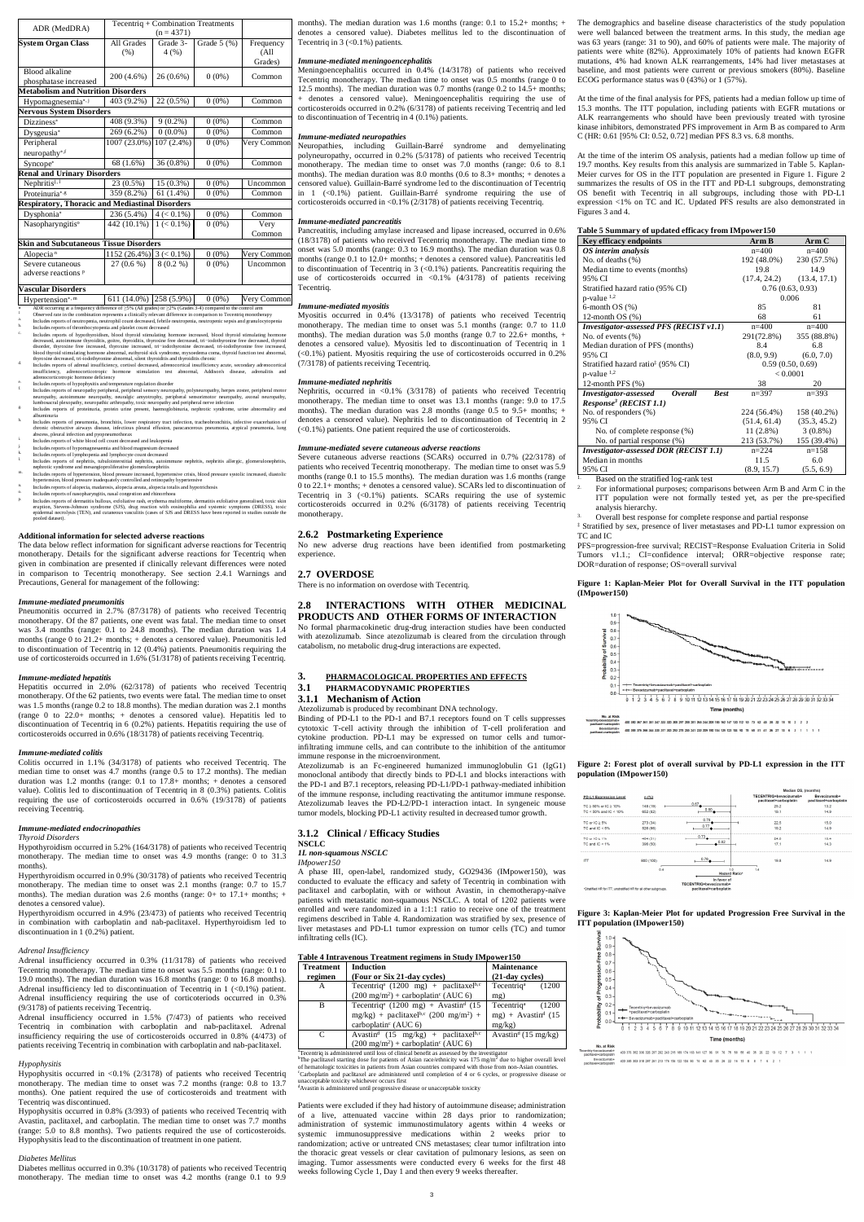| ADR (MedDRA) | Tecentriq + Combination Treatments (n = 4371) | | | |
|---|---|---|---|---|
| **System Organ Class** | All Grades (%) | Grade 3-4 (%) | Grade 5 (%) | Frequency (All Grades) |
| Blood alkaline phosphatase increased | 200 (4.6%) | 26 (0.6%) | 0 (0%) | Common |
| **Metabolism and Nutrition Disorders** | | | | |
| Hypomagnesemia[a, j] | 403 (9.2%) | 22 (0.5%) | 0 (0%) | Common |
| **Nervous System Disorders** | | | | |
| Dizziness[a] | 408 (9.3%) | 9 (0.2%) | 0 (0%) | Common |
| Dysgeusia[a] | 269 (6.2%) | 0 (0.0%) | 0 (0%) | Common |
| Peripheral neuropathy[a, f] | 1007 (23.0%) | 107 (2.4%) | 0 (0%) | Very Common |
| Syncope[a] | 68 (1.6%) | 36 (0.8%) | 0 (0%) | Common |
| **Renal and Urinary Disorders** | | | | |
| Nephritis[†, l] | 23 (0.5%) | 15 (0.3%) | 0 (0%) | Uncommon |
| Proteinuria[a, g] | 359 (8.2%) | 61 (1.4%) | 0 (0%) | Common |
| **Respiratory, Thoracic and Mediastinal Disorders** | | | | |
| Dysphonia[a] | 236 (5.4%) | 4 (< 0.1%) | 0 (0%) | Common |
| Nasopharyngitis[o] | 442 (10.1%) | 1 (< 0.1%) | 0 (0%) | Very Common |
| **Skin and Subcutaneous Tissue Disorders** | | | | |
| Alopecia[n] | 1152 (26.4%) | 3 (< 0.1%) | 0 (0%) | Very Common |
| Severe cutaneous adverse reactions[p] | 27 (0.6 %) | 8 (0.2 %) | 0 (0%) | Uncommon |
| **Vascular Disorders** | | | | |
| Hypertension[a, m] | 611 (14.0%) | 258 (5.9%) | 0 (0%) | Very Common |

[a] ADR occurring at a frequency difference of ≥5% (All grades) or ≥2% (Grades 3-4) compared to the control arm
[†] Observed rate in the combination represents a clinically relevant difference in comparison to Tecentriq monotherapy
[a] Includes reports of neutropenia, neutrophil count decreased, febrile neutropenia, neutropenic sepsis and granulocytopenia
[b] Includes reports of thrombocytopenia and platelet count decreased
[c] Includes reports of hypothyroidism, blood thyroid stimulating hormone increased, blood thyroid stimulating hormone decreased, autoimmune thyroiditis, goitre, thyroiditis, thyroxine free decreased, tri-iodothyronine free decreased, thyroid disorder, thyroxine free increased, thyroxine increased, tri-iodothyronine decreased, tri-iodothyronine free increased, blood thyroid stimulating hormone abnormal, euthyroid sick syndrome, myxoedema coma, thyroid function test abnormal, thyroxine decreased, tri-iodothyronine abnormal, silent thyroiditis and thyroiditis chronic
[d] Includes reports of adrenal insufficiency, cortisol decreased, adrenocortical insufficiency acute, secondary adrenocortical insufficiency, adrenocorticotropic hormone stimulation test abnormal, Addison's disease, adrenalitis and adrenocorticotropic hormone deficiency
[e] Includes reports of hypophysitis and temperature regulation disorder
[f] Includes reports of neuropathy peripheral, peripheral sensory neuropathy, polyneuropathy, herpes zoster, peripheral motor neuropathy, autoimmune neuropathy, neuralgic amyotrophy, peripheral sensorimotor neuropathy, axonal neuropathy, lumbosacral plexopathy, neuropathic arthropathy, toxic neuropathy and peripheral nerve infection
[g] Includes reports of proteinuria, protein urine present, haemoglobinuria, nephrotic syndrome, urine abnormality and albuminuria
[h] Includes reports of pneumonia, bronchitis, lower respiratory tract infection, tracheobronchitis, infective exacerbation of chronic obstructive airways disease, infectious pleural effusion, paracancerous pneumonia, atypical pneumonia, lung abscess, pleural infection and pyopneumothorax
[i] Includes reports of white blood cell count decreased and leukopenia
[j] Includes reports of hypomagnesaemia and blood magnesium decreased
[k] Includes reports of lymphopenia and lymphocyte count decreased
[l] Includes reports of nephritis, tubulointerstitial nephritis, autoimmune nephritis, nephritis allergic, glomerulonephritis, nephrotic syndrome and mesangioproliferative glomerulonephritis
[m] Includes reports of hypertension, blood pressure increased, hypertensive crisis, blood pressure systolic increased, diastolic hypertension, blood pressure inadequately controlled and retinopathy hypertensive
[n] Includes reports of alopecia, madarosis, alopecia areata, alopecia totalis and hypotrichosis
[o] Includes reports of nasopharyngitis, nasal congestion and rhinorrhoea
[p] Includes reports of dermatitis bullous, exfoliative rash, erythema multiforme, dermatitis exfoliative generalised, toxic skin eruption, Stevens-Johnson syndrome (SJS), drug reaction with eosinophilia and systemic symptoms (DRESS), toxic epidermal necrolysis (TEN), and cutaneous vasculitis (cases of SJS and DRESS have been reported in studies outside the pooled dataset).

**Additional information for selected adverse reactions**

The data below reflect information for significant adverse reactions for Tecentriq monotherapy. Details for the significant adverse reactions for Tecentriq when given in combination are presented if clinically relevant differences were noted in comparison to Tecentriq monotherapy. See section 2.4.1 Warnings and Precautions, General for management of the following:

*Immune-mediated pneumonitis*

Pneumonitis occurred in 2.7% (87/3178) of patients who received Tecentriq monotherapy. Of the 87 patients, one event was fatal. The median time to onset was 3.4 months (range: 0.1 to 24.8 months). The median duration was 1.4 months (range 0 to 21.2+ months; + denotes a censored value). Pneumonitis led to discontinuation of Tecentriq in 12 (0.4%) patients. Pneumonitis requiring the use of corticosteroids occurred in 1.6% (51/3178) of patients receiving Tecentriq.

*Immune-mediated hepatitis*

Hepatitis occurred in 2.0% (62/3178) of patients who received Tecentriq monotherapy. Of the 62 patients, two events were fatal. The median time to onset was 1.5 months (range 0.2 to 18.8 months). The median duration was 2.1 months (range 0 to 22.0+ months; + denotes a censored value). Hepatitis led to discontinuation of Tecentriq in 6 (0.2%) patients. Hepatitis requiring the use of corticosteroids occurred in 0.6% (18/3178) of patients receiving Tecentriq.

*Immune-mediated colitis*

Colitis occurred in 1.1% (34/3178) of patients who received Tecentriq monotherapy. The median time to onset was 4.7 months (range 0.5 to 17.2 months). The median duration was 1.2 months (range: 0.1 to 17.8+ months; + denotes a censored value). Colitis led to discontinuation of Tecentriq in 8 (0.3%) patients. Colitis requiring the use of corticosteroids occurred in 0.6% (19/3178) of patients receiving Tecentriq.

*Immune-mediated endocrinopathies*

*Thyroid Disorders*

Hypothyroidism occurred in 5.2% (164/3178) of patients who received Tecentriq monotherapy. The median time to onset was 4.9 months (range: 0 to 31.3 months).

Hyperthyroidism occurred in 0.9% (30/3178) of patients who received Tecentriq monotherapy. The median time to onset was 2.1 months (range: 0.7 to 15.7 months). The median duration was 2.6 months (range: 0+ to 17.1+ months; + denotes a censored value).

Hyperthyroidism occurred in 4.9% (23/473) of patients who received Tecentriq in combination with carboplatin and nab-paclitaxel. Hyperthyroidism led to discontinuation in 1 (0.2%) patient.

*Adrenal Insufficiency*

Adrenal insufficiency occurred in 0.3% (11/3178) of patients who received Tecentriq monotherapy. The median time to onset was 5.5 months (range: 0.1 to 19.0 months). The median duration was 16.8 months (range: 0 to 16.8 months). Adrenal insufficiency led to discontinuation of Tecentriq in 1 (<0.1%) patient. Adrenal insufficiency requiring the use of corticosteroids occurred in 0.3% (9/3178) of patients receiving Tecentriq.

Adrenal insufficiency occurred in 1.5% (7/473) of patients who received Tecentriq in combination with carboplatin and nab-paclitaxel. Adrenal insufficiency requiring the use of corticosteroids occurred in 0.8% (4/473) of patients receiving Tecentriq in combination with carboplatin and nab-paclitaxel.

*Hypophysitis*

Hypophysitis occurred in <0.1% (2/3178) of patients who received Tecentriq monotherapy. The median time to onset was 7.2 months (range: 0.8 to 13.7 months). One patient required the use of corticosteroids and treatment with Tecentriq was discontinued.

Hypophysitis occurred in 0.8% (3/393) of patients who received Tecentriq with Avastin, paclitaxel, and carboplatin. The median time to onset was 7.7 months (range: 5.0 to 8.8 months). Two patients required the use of corticosteroids. Hypophysitis lead to the discontinuation of treatment in one patient.

*Diabetes Mellitus*

Diabetes mellitus occurred in 0.3% (10/3178) of patients who received Tecentriq monotherapy. The median time to onset was 4.2 months (range 0.1 to 9.9 months). The median duration was 1.6 months (range: 0.1 to 15.2+ months; + denotes a censored value). Diabetes mellitus led to the discontinuation of Tecentriq in 3 (<0.1%) patients.

*Immune-mediated meningoencephalitis*

Meningoencephalitis occurred in 0.4% (14/3178) of patients who received Tecentriq monotherapy. The median time to onset was 0.5 months (range 0 to 12.5 months). The median duration was 0.7 months (range 0.2 to 14.5+ months; + denotes a censored value). Meningoencephalitis requiring the use of corticosteroids occurred in 0.2% (6/3178) of patients receiving Tecentriq and led to discontinuation of Tecentriq in 4 (0.1%) patients.

*Immune-mediated neuropathies*

Neuropathies, including Guillain-Barré syndrome and demyelinating polyneuropathy, occurred in 0.2% (5/3178) of patients who received Tecentriq monotherapy. The median time to onset was 7.0 months (range: 0.6 to 8.1 months). The median duration was 8.0 months (0.6 to 8.3+ months; + denotes a censored value). Guillain-Barré syndrome led to the discontinuation of Tecentriq in 1 (<0.1%) patient. Guillain-Barré syndrome requiring the use of corticosteroids occurred in <0.1% (2/3178) of patients receiving Tecentriq.

*Immune-mediated pancreatitis*

Pancreatitis, including amylase increased and lipase increased, occurred in 0.6% (18/3178) of patients who received Tecentriq monotherapy. The median time to onset was 5.0 months (range: 0.3 to 16.9 months). The median duration was 0.8 months (range 0.1 to 12.0+ months; + denotes a censored value). Pancreatitis led to discontinuation of Tecentriq in 3 (<0.1%) patients. Pancreatitis requiring the use of corticosteroids occurred in <0.1% (4/3178) of patients receiving Tecentriq.

*Immune-mediated myositis*

Myositis occurred in 0.4% (13/3178) of patients who received Tecentriq monotherapy. The median time to onset was 5.1 months (range: 0.7 to 11.0 months). The median duration was 5.0 months (range 0.7 to 22.6+ months, + denotes a censored value). Myositis led to discontinuation of Tecentriq in 1 (<0.1%) patient. Myositis requiring the use of corticosteroids occurred in 0.2% (7/3178) of patients receiving Tecentriq.

*Immune-mediated nephritis*

Nephritis, occurred in <0.1% (3/3178) of patients who received Tecentriq monotherapy. The median time to onset was 13.1 months (range: 9.0 to 17.5 months). The median duration was 2.8 months (range 0.5 to 9.5+ months; + denotes a censored value). Nephritis led to discontinuation of Tecentriq in 2 (<0.1%) patients. One patient required the use of corticosteroids.

*Immune-mediated severe cutaneous adverse reactions*

Severe cutaneous adverse reactions (SCARs) occurred in 0.7% (22/3178) of patients who received Tecentriq monotherapy. The median time to onset was 5.9 months (range 0.1 to 15.5 months). The median duration was 1.6 months (range 0 to 22.1+ months; + denotes a censored value). SCARs led to discontinuation of Tecentriq in 3 (<0.1%) patients. SCARs requiring the use of systemic corticosteroids occurred in 0.2% (6/3178) of patients receiving Tecentriq monotherapy.

## 2.6.2 Postmarketing Experience

No new adverse drug reactions have been identified from postmarketing experience.

## 2.7 OVERDOSE

There is no information on overdose with Tecentriq.

## 2.8 INTERACTIONS WITH OTHER MEDICINAL PRODUCTS AND OTHER FORMS OF INTERACTION

No formal pharmacokinetic drug-drug interaction studies have been conducted with atezolizumab. Since atezolizumab is cleared from the circulation through catabolism, no metabolic drug-drug interactions are expected.

# 3. PHARMACOLOGICAL PROPERTIES AND EFFECTS

## 3.1 PHARMACODYNAMIC PROPERTIES

### 3.1.1 Mechanism of Action

Atezolizumab is produced by recombinant DNA technology.

Binding of PD-L1 to the PD-1 and B7.1 receptors found on T cells suppresses cytotoxic T-cell activity through the inhibition of T-cell proliferation and cytokine production. PD-L1 may be expressed on tumor cells and tumor-infiltrating immune cells, and can contribute to the inhibition of the antitumor immune response in the microenvironment.

Atezolizumab is an Fc-engineered humanized immunoglobulin G1 (IgG1) monoclonal antibody that directly binds to PD-L1 and blocks interactions with the PD-1 and B7.1 receptors, releasing PD-L1/PD-1 pathway-mediated inhibition of the immune response, including reactivating the antitumor immune response. Atezolizumab leaves the PD-L2/PD-1 interaction intact. In syngeneic mouse tumor models, blocking PD-L1 activity resulted in decreased tumor growth.

### 3.1.2 Clinical / Efficacy Studies

**NSCLC**

***1L non-squamous NSCLC***

*IMpower150*

A phase III, open-label, randomized study, GO29436 (IMpower150), was conducted to evaluate the efficacy and safety of Tecentriq in combination with paclitaxel and carboplatin, with or without Avastin, in chemotherapy-naïve patients with metastatic non-squamous NSCLC. A total of 1202 patients were enrolled and were randomized in a 1:1:1 ratio to receive one of the treatment regimens described in Table 4. Randomization was stratified by sex, presence of liver metastases and PD-L1 tumor expression on tumor cells (TC) and tumor infiltrating cells (IC).

**Table 4 Intravenous Treatment regimens in Study IMpower150**

| Treatment regimen | Induction (Four or Six 21-day cycles) | Maintenance (21-day cycles) |
|---|---|---|
| A | Tecentriq[a] (1200 mg) + paclitaxel[b,c] (200 mg/m²) + carboplatin[c] (AUC 6) | Tecentriq[a] (1200 mg) |
| B | Tecentriq[a] (1200 mg) + Avastin[d] (15 mg/kg) + paclitaxel[b,c] (200 mg/m²) + carboplatin[c] (AUC 6) | Tecentriq[a] (1200 mg) + Avastin[d] (15 mg/kg) |
| C | Avastin[d] (15 mg/kg) + paclitaxel[b,c] (200 mg/m²) + carboplatin[c] (AUC 6) | Avastin[d] (15 mg/kg) |

[a]Tecentriq is administered until loss of clinical benefit as assessed by the investigator
[b]The paclitaxel starting dose for patients of Asian race/ethnicity was 175 mg/m² due to higher overall level of hematologic toxicities in patients from Asian countries compared with those from non-Asian countries.
[c]Carboplatin and paclitaxel are administered until completion of 4 or 6 cycles, or progressive disease or unacceptable toxicity whichever occurs first
[d]Avastin is administered until progressive disease or unacceptable toxicity

Patients were excluded if they had history of autoimmune disease; administration of a live, attenuated vaccine within 28 days prior to randomization; administration of systemic immunostimulatory agents within 4 weeks or systemic immunosuppressive medications within 2 weeks prior to randomization; active or untreated CNS metastases; clear tumor infiltration into the thoracic great vessels or clear cavitation of pulmonary lesions, as seen on imaging. Tumor assessments were conducted every 6 weeks for the first 48 weeks following Cycle 1, Day 1 and then every 9 weeks thereafter.

The demographics and baseline disease characteristics of the study population were well balanced between the treatment arms. In this study, the median age was 63 years (range: 31 to 90), and 60% of patients were male. The majority of patients were white (82%). Approximately 10% of patients had known EGFR mutations, 4% had known ALK rearrangements, 14% had liver metastases at baseline, and most patients were current or previous smokers (80%). Baseline ECOG performance status was 0 (43%) or 1 (57%).

At the time of the final analysis for PFS, patients had a median follow up time of 15.3 months. The ITT population, including patients with EGFR mutations or ALK rearrangements who should have been previously treated with tyrosine kinase inhibitors, demonstrated PFS improvement in Arm B as compared to Arm C (HR: 0.61 [95% CI: 0.52, 0.72] median PFS 8.3 vs. 6.8 months.

At the time of the interim OS analysis, patients had a median follow up time of 19.7 months. Key results from this analysis are summarized in Table 5. Kaplan-Meier curves for OS in the ITT population are presented in Figure 1. Figure 2 summarizes the results of OS in the ITT and PD-L1 subgroups, demonstrating OS benefit with Tecentriq in all subgroups, including those with PD-L1 expression <1% on TC and IC. Updated PFS results are also demonstrated in Figures 3 and 4.

**Table 5 Summary of updated efficacy from IMpower150**

| Key efficacy endpoints | Arm B | Arm C |
|---|---|---|
| ***OS interim analysis*** | n=400 | n=400 |
| No. of deaths (%) | 192 (48.0%) | 230 (57.5%) |
| Median time to events (months) | 19.8 | 14.9 |
| 95% CI | (17.4, 24.2) | (13.4, 17.1) |
| Stratified hazard ratio (95% CI) | 0.76 (0.63, 0.93) | |
| p-value [1,2] | 0.006 | |
| 6-month OS (%) | 85 | 81 |
| 12-month OS (%) | 68 | 61 |
| ***Investigator-assessed PFS (RECIST v1.1)*** | n=400 | n=400 |
| No. of events (%) | 291(72.8%) | 355 (88.8%) |
| Median duration of PFS (months) | 8.4 | 6.8 |
| 95% CI | (8.0, 9.9) | (6.0, 7.0) |
| Stratified hazard ratio[‡] (95% CI) | 0.59 (0.50, 0.69) | |
| p-value [1,2] | < 0.0001 | |
| 12-month PFS (%) | 38 | 20 |
| ***Investigator-assessed Overall Best Response[3] (RECIST 1.1)*** | n=397 | n=393 |
| No. of responders (%) | 224 (56.4%) | 158 (40.2%) |
| 95% CI | (51.4, 61.4) | (35.3, 45.2) |
| No. of complete response (%) | 11 (2.8%) | 3 (0.8%) |
| No. of partial response (%) | 213 (53.7%) | 155 (39.4%) |
| ***Investigator-assessed DOR (RECIST 1.1)*** | n=224 | n=158 |
| Median in months | 11.5 | 6.0 |
| 95% CI | (8.9, 15.7) | (5.5, 6.9) |

1. Based on the stratified log-rank test
2. For informational purposes; comparisons between Arm B and Arm C in the ITT population were not formally tested yet, as per the pre-specified analysis hierarchy.
3. Overall best response for complete response and partial response

‡ Stratified by sex, presence of liver metastases and PD-L1 tumor expression on TC and IC

PFS=progression-free survival; RECIST=Response Evaluation Criteria in Solid Tumors v1.1.; CI=confidence interval; ORR=objective response rate; DOR=duration of response; OS=overall survival

**Figure 1: Kaplan-Meier Plot for Overall Survival in the ITT population (IMpower150)**

**Figure 2: Forest plot of overall survival by PD-L1 expression in the ITT population (IMpower150)**

**Figure 3: Kaplan-Meier Plot for updated Progression Free Survival in the ITT population (IMpower150)**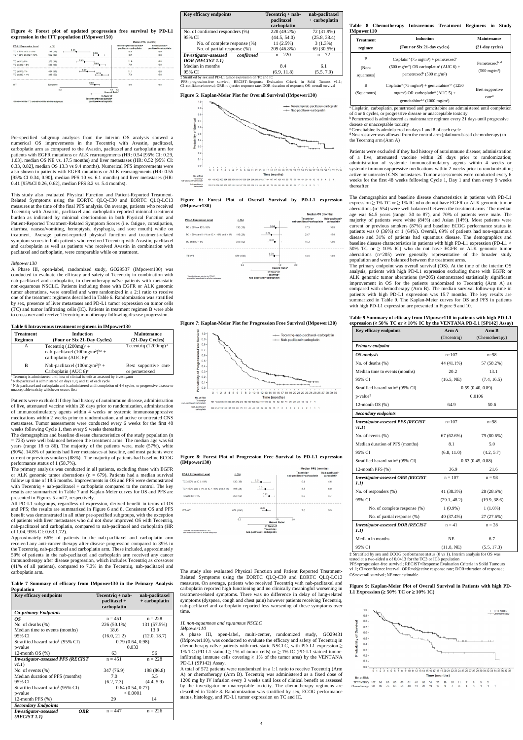**Figure 4: Forest plot of updated progression free survival by PD-L1 expression in the ITT population (IMpower150)**

| PD-L1 Expression Level | n (%) | Hazard Ratio | Median PFS (months) Tecentriq+bevacizumab+ paclitaxel+carboplatin | Median PFS (months) Bevacizumab+ paclitaxel+carboplatin |
|---|---|---|---|---|
| TC ≥ 50% or IC ≥ 10% | 148 (19) | 0.33 ... 0.46 | 15.4 | 6.9 |
| TC < 50% and IC < 10% | 652 (82) | | 8.2 | 6.8 |
| TC or IC ≥ 1% | 273 (34) | 0.43 ... 0.60 | 11.8 | 6.8 |
| TC and IC < 1% | 526 (66) | | 7.3 | 6.8 |
| TC or IC 1% | 404 (51) | 0.47 ... 0.74 | 11.1 | 6.8 |
| TC and IC < 1% | 396 (50) | | 7.3 | 6.8 |
| ITT | 800 (100) | 0.59 | 8.4 | 6.8 |

Hazard Ratio[a] — In favor of Tecentriq+bevacizumab+ paclitaxel+carboplatin

[a] Stratified HR for ITT; unstratified HR for all other subgroups

Pre-specified subgroup analyses from the interim OS analysis showed a numerical OS improvements in the Tecentriq with Avastin, paclitaxel, carboplatin arm as compared to the Avastin, paclitaxel and carboplatin arm for patients with EGFR mutations or ALK rearrangements (HR: 0.54 [95% CI: 0.29, 1.03], median OS NE vs. 17.5 months) and liver metastases (HR: 0.52 [95% CI: 0.33, 0.82], median OS 13.3 vs 9.4 months). Numerical PFS improvements were also shown in patients with EGFR mutations or ALK rearrangements (HR: 0.55 [95% CI 0.34, 0.90], median PFS 10 vs. 6.1 months) and liver metastases (HR: 0.41 [95%CI 0.26, 0.62], median PFS 8.2 vs. 5.4 months).

This study also evaluated Physical Function and Patient-Reported Treatment-Related Symptoms using the EORTC QLQ-C30 and EORTC QLQ-LC13 measures at the time of the final PFS analysis. On average, patients who received Tecentriq with Avastin, paclitaxel and carboplatin reported minimal treatment burden as indicated by minimal deterioration in both Physical Function and Patient-Reported Treatment-Related Symptom Scores (i.e. fatigue, constipation, diarrhea, nausea/vomiting, hemoptysis, dysphagia, and sore mouth) while on treatment. Average patient-reported physical function and treatment-related symptom scores in both patients who received Tecentriq with Avastin, paclitaxel and carboplatin as well as patients who received Avastin in combination with paclitaxel and carboplatin, were comparable while on treatment.

*IMpower130*

A Phase III, open-label, randomized study, GO29537 (IMpower130) was conducted to evaluate the efficacy and safety of Tecentriq in combination with nab-paclitaxel and carboplatin, in chemotherapy-naive patients with metastatic non-squamous NSCLC. Patients including those with EGFR or ALK genomic tumor aberrations, were enrolled and were randomized in a 2:1 ratio to receive one of the treatment regimens described in Table 6. Randomization was stratified by sex, presence of liver metastases and PD-L1 tumor expression on tumor cells (TC) and tumor infiltrating cells (IC). Patients in treatment regimen B were able to crossover and receive Tecentriq monotherapy following disease progression.

**Table 6 Intravenous treatment regimens in IMpower130**

| Treatment Regimen | Induction (Four or Six 21-Day Cycles) | Maintenance (21-Day Cycles) |
|---|---|---|
| A | Tecentriq (1200mg)[a] + nab-paclitaxel (100mg/m²)[b,c] + carboplatin (AUC 6)[c] | Tecentriq (1200mg) [a] |
| B | Nab-paclitaxel (100mg/m²)[b] + Carboplatin (AUC 6)[c] | Best supportive care or pemetrexed |

[a] Tecentriq is administered until loss of clinical benefit as assessed by investigator
[b] Nab-paclitaxel is administered on days 1, 8, and 15 of each cycle
[c] Nab-paclitaxel and carboplatin and is administered until completion of 4-6 cycles, or progressive disease or unacceptable toxicity whichever occurs first

Patients were excluded if they had history of autoimmune disease, administration of live, attenuated vaccine within 28 days prior to randomization, administration of immunostimulatory agents within 4 weeks or systemic immunosuppressive medications within 2 weeks prior to randomization, and active or untreated CNS metastases. Tumor assessments were conducted every 6 weeks for the first 48 weeks following Cycle 1, then every 9 weeks thereafter.

The demographics and baseline disease characteristics of the study population (n = 723) were well balanced between the treatment arms. The median age was 64 years (range 18 to 86). The majority of the patients were, male (57%), white (90%). 14.8% of patients had liver metastases at baseline, and most patients were current or previous smokers (88%). The majority of patients had baseline ECOG performance status of 1 (58.7%).

The primary analysis was conducted in all patients, excluding those with EGFR or ALK genomic tumor aberrations (n = 679). Patients had a median survival follow up time of 18.6 months. Improvements in OS and PFS were demonstrated with Tecentriq + nab-paclitaxel + carboplatin compared to the control. The key results are summarized in Table 7 and Kaplan-Meier curves for OS and PFS are presented in Figures 5 and 7, respectively.

All PD-L1 subgroups, regardless of expression, derived benefit in terms of OS and PFS; the results are summarized in Figure 6 and 8. Consistent OS and PFS benefit was demonstrated in all other pre-specified subgroups, with the exception of patients with liver metastases who did not show improved OS with Tecentriq, nab-paclitaxel and carboplatin, compared to nab-paclitaxel and carboplatin (HR of 1.04, 95% CI: 0.63,1.72).

Approximately 66% of patients in the nab-paclitaxel and carboplatin arm received any anti-cancer therapy after disease progression compared to 39% in the Tecentriq, nab-paclitaxel and carboplatin arm. These included, approximately 59% of patients in the nab-paclitaxel and carboplatin arm received any cancer immunotherapy after disease progression, which includes Tecentriq as crossover (41% of all patients), compared to 7.3% in the Tecentriq, nab-paclitaxel and carboplatin arm.

**Table 7 Summary of efficacy from IMpower130 in the Primary Analysis Population**

| Key efficacy endpoints | Tecentriq + nab-paclitaxel + carboplatin | nab-paclitaxel + carboplatin |
|---|---|---|
| ***Co-primary Endpoints*** | | |
| ***OS*** | n = 451 | n = 228 |
| No. of deaths (%) | 226 (50.1%) | 131 (57.5%) |
| Median time to events (months) | 18.6 | 13.9 |
| 95% CI | (16.0, 21.2) | (12.0, 18.7) |
| Stratified hazard ratio[‡] (95% CI) | 0.79 (0.64, 0.98) | |
| p-value | 0.033 | |
| 12-month OS (%) | 63 | 56 |
| ***Investigator-assessed PFS (RECIST v1.1)*** | n = 451 | n = 228 |
| No. of events (%) | 347 (76.9) | 198 (86.8) |
| Median duration of PFS (months) | 7.0 | 5.5 |
| 95% CI | (6.2, 7.3) | (4.4, 5.9) |
| Stratified hazard ratio[‡] (95% CI) | 0.64 (0.54, 0.77) | |
| p-value | < 0.0001 | |
| 12-month PFS (%) | 29 | 14 |
| ***Secondary Endpoints*** | | |
| ***Investigator-assessed ORR (RECIST 1.1)*** | n = 447 | n = 226 |
| No. of confirmed responders (%) | 220 (49.2%) | 72 (31.9%) |
| 95% CI | (44.5, 54.0) | (25.8, 38.4) |
| No. of complete response (%) | 11 (2.5%) | 3 (1.3%) |
| No. of partial response (%) | 209 (46.8%) | 69 (30.5%) |
| ***Investigator-assessed confirmed DOR (RECIST 1.1)*** | n = 220 | n = 72 |
| Median in months | 8.4 | 6.1 |
| 95% CI | (6.9, 11.8) | (5.5, 7.9) |

‡ Stratified by sex and PD-L1 tumor expression on TC and IC
PFS=progression-free survival; RECIST=Response Evaluation Criteria in Solid Tumors v1.1.; CI=confidence interval; ORR=objective response rate; DOR=duration of response; OS=overall survival

**Figure 5: Kaplan-Meier Plot for Overall Survival (IMpower130)**

**Figure 6: Forest Plot of Overall Survival by PD-L1 expression (IMpower130)**

| PD-L1 Expression Level | n (%) | Hazard Ratio | Median OS (months) Tecentriq+ nab-paclitaxel+carboplatin | Median OS (months) Nab-paclitaxel+ carboplatin |
|---|---|---|---|---|
| TC ≥ 50% or IC ≥ 10% | 130 (19) | 0.84 | 17.3 | 16.9 |
| TC < 50% and IC < 10% and TC or IC ≥ 1% | 193 (28) | 0.70 | 23.7 | 15.9 |
| TC and IC < 1% | 356 (52) | 0.81 | 15.2 | 12.0 |
| ITT-WT | 679 (100) | 0.79 | 18.6 | 13.9 |

Hazard Ratio[a] — In favor of Tecentriq+ nab-paclitaxel+carboplatin

[a] Stratified hazard ratio for the ITT-WT; unstratified hazard ratio for all other subgroups

**Figure 7: Kaplan-Meier Plot for Progression Free Survival (IMpower130)**

**Figure 8: Forest Plot of Progression Free Survival by PD-L1 expression (IMpower130)**

| PD-L1 Expression Level | n (%) | Hazard Ratio | Median PFS (months) Tecentriq+ nab-paclitaxel+carboplatin | Median PFS (months) Nab-paclitaxel+ carboplatin |
|---|---|---|---|---|
| TC ≥ 50% or IC ≥ 10% | 130 (19) | 0.51 | 6.4 | 4.6 |
| TC < 50% and IC < 10% and TC or IC ≥ 1% | 193 (28) | 0.61 | 8.3 | 6.0 |
| TC and IC < 1% | 356 (52) | 0.72 | 6.2 | 4.7 |
| ITT-WT | 679 (100) | 0.64 | 7.0 | 5.5 |

Hazard Ratio[a] — In favor of Tecentriq+ nab-paclitaxel+carboplatin

[a] Stratified hazard ratio for the ITT-WT; unstratified hazard ratio for all other subgroups

The study also evaluated Physical Function and Patient Reported Treatment-Related Symptoms using the EORTC QLQ-C30 and EORTC QLQ-LC13 measures. On average, patients who received Tecentriq with nab-paclitaxel and carboplatin reported high functioning and no clinically meaningful worsening in treatment-related symptoms. There was no difference in delay of lung-related symptoms (dyspnea, cough and chest pain) however patients receiving Tecentriq, nab-paclitaxel and carboplatin reported less worsening of these symptoms over time.

*1L non-squamous and squamous NSCLC*

*IMpower110*

A phase III, open-label, multi-center, randomized study, GO29431 (IMpower110), was conducted to evaluate the efficacy and safety of Tecentriq in chemotherapy-naïve patients with metastatic NSCLC, with PD-L1 expression ≥ 1% TC (PD-L1 stained ≥ 1% of tumor cells) or ≥ 1% IC (PD-L1 stained tumor-infiltrating immune cells covering ≥ 1% of the tumor area) by the VENTANA PD-L1 (SP142) Assay.

A total of 572 patients were randomized in a 1:1 ratio to receive Tecentriq (Arm A) or chemotherapy (Arm B). Tecentriq was administered as a fixed dose of 1200 mg by IV infusion every 3 weeks until loss of clinical benefit as assessed by the investigator or unacceptable toxicity. The chemotherapy regimens are described in Table 8. Randomization was stratified by sex, ECOG performance status, histology, and PD-L1 tumor expression on TC and IC.

**Table 8 Chemotherapy Intravenous Treatment Regimens in Study IMpower110**

| Treatment regimen | Induction (Four or Six 21-day cycles) | Maintenance (21-day cycles) |
|---|---|---|
| B (Non-squamous) | Cisplatin[a] (75 mg/m²) + pemetrexed[a] (500 mg/m²) OR carboplatin[a] (AUC 6) + pemetrexed[a] (500 mg/m²) | Pemetrexed[b, d] (500 mg/m²) |
| B (Squamous) | Cisplatin[a] (75 mg/m²) + gemcitabine[a,c] (1250 mg/m²) OR carboplatin[a] (AUC 5) + gemcitabine[a,c] (1000 mg/m²) | Best supportive care[d] |

[a] Cisplatin, carboplatin, pemetrexed and gemcitabine are administered until completion of 4 or 6 cycles, or progressive disease or unacceptable toxicity
[b] Pemetrexed is administered as maintenance regimen every 21 days until progressive disease or unacceptable toxicity
[c] Gemcitabine is administered on days 1 and 8 of each cycle
[d] No crossover was allowed from the control arm (platinum-based chemotherapy) to the Tecentriq arm (Arm A)

Patients were excluded if they had history of autoimmune disease; administration of a live, attenuated vaccine within 28 days prior to randomization; administration of systemic immunostimulatory agents within 4 weeks or systemic immunosuppressive medications within 2 weeks prior to randomization; active or untreated CNS metastases. Tumor assessments were conducted every 6 weeks for the first 48 weeks following Cycle 1, Day 1 and then every 9 weeks thereafter.

The demographics and baseline disease characteristics in patients with PD-L1 expression ≥ 1% TC or ≥ 1% IC who do not have EGFR or ALK genomic tumor aberrations (n=554) were well balanced between the treatment arms. The median age was 64.5 years (range: 30 to 87), and 70% of patients were male. The majority of patients were white (84%) and Asian (14%). Most patients were current or previous smokers (87%) and baseline ECOG performance status in patients was 0 (36%) or 1 (64%). Overall, 69% of patients had non-squamous disease and 31% of patients had squamous disease. The demographics and baseline disease characteristics in patients with high PD-L1 expression (PD-L1 ≥ 50% TC or ≥ 10% IC) who do not have EGFR or ALK genomic tumor aberrations (n=205) were generally representative of the broader study population and were balanced between the treatment arms.

The primary endpoint was overall survival (OS). At the time of the interim OS analysis, patients with high PD-L1 expression excluding those with EGFR or ALK genomic tumor aberrations (n=205) demonstrated statistically significant improvement in OS for the patients randomized to Tecentriq (Arm A) as compared with chemotherapy (Arm B). The median survival follow-up time in patients with high PD-L1 expression was 15.7 months. The key results are summarized in Table 9. The Kaplan-Meier curves for OS and PFS in patients with high PD-L1 expression are presented in Figure 9 and 10.

**Table 9 Summary of efficacy from IMpower110 in patients with high PD-L1 expression (≥ 50% TC or ≥ 10% IC by the VENTANA PD-L1 [SP142] Assay)**

| Key efficacy endpoints | Arm A (Tecentriq) | Arm B (Chemotherapy) |
|---|---|---|
| ***Primary endpoint*** | | |
| ***OS analysis*** | n=107 | n=98 |
| No. of deaths (%) | 44 (41.1%) | 57 (58.2%) |
| Median time to events (months) | 20.2 | 13.1 |
| 95% CI | (16.5, NE) | (7.4, 16.5) |
| Stratified hazard ratio[‡] (95% CI) | 0.59 (0.40, 0.89) | |
| p-value[‡] | 0.0106 | |
| 12-month OS (%) | 64.9 | 50.6 |
| ***Secondary endpoints*** | | |
| ***Investigator-assessed PFS (RECIST v1.1)*** | n=107 | n=98 |
| No. of events (%) | 67 (62.6%) | 79 (80.6%) |
| Median duration of PFS (months) | 8.1 | 5.0 |
| 95% CI | (6.8, 11.0) | (4.2, 5.7) |
| Stratified hazard ratio[‡] (95% CI) | 0.63 (0.45, 0.88) | |
| 12-month PFS (%) | 36.9 | 21.6 |
| ***Investigator-assessed ORR (RECIST 1.1)*** | n = 107 | n = 98 |
| No. of responders (%) | 41 (38.3%) | 28 (28.6%) |
| 95% CI | (29.1, 48.2) | (19.9, 38.6) |
| No. of complete response (%) | 1 (0.9%) | 1 (1.0%) |
| No. of partial response (%) | 40 (37.4%) | 27 (27.6%) |
| ***Investigator-assessed DOR (RECIST 1.1)*** | n = 41 | n = 28 |
| Median in months | NE | 6.7 |
| 95% CI | (11.8, NE) | (5.5, 17.3) |

‡ Stratified by sex and ECOG performance status (0 vs 1). Interim analysis for OS was tested at a two-sided α of 0.0413 for the TC3 or IC3 population
PFS=progression-free survival; RECIST=Response Evaluation Criteria in Solid Tumors v1.1; CI=confidence interval; ORR=objective response rate; DOR=duration of response; OS=overall survival; NE=not estimable.

**Figure 9: Kaplan-Meier Plot of Overall Survival in Patients with high PD-L1 Expression (≥ 50% TC or ≥ 10% IC)**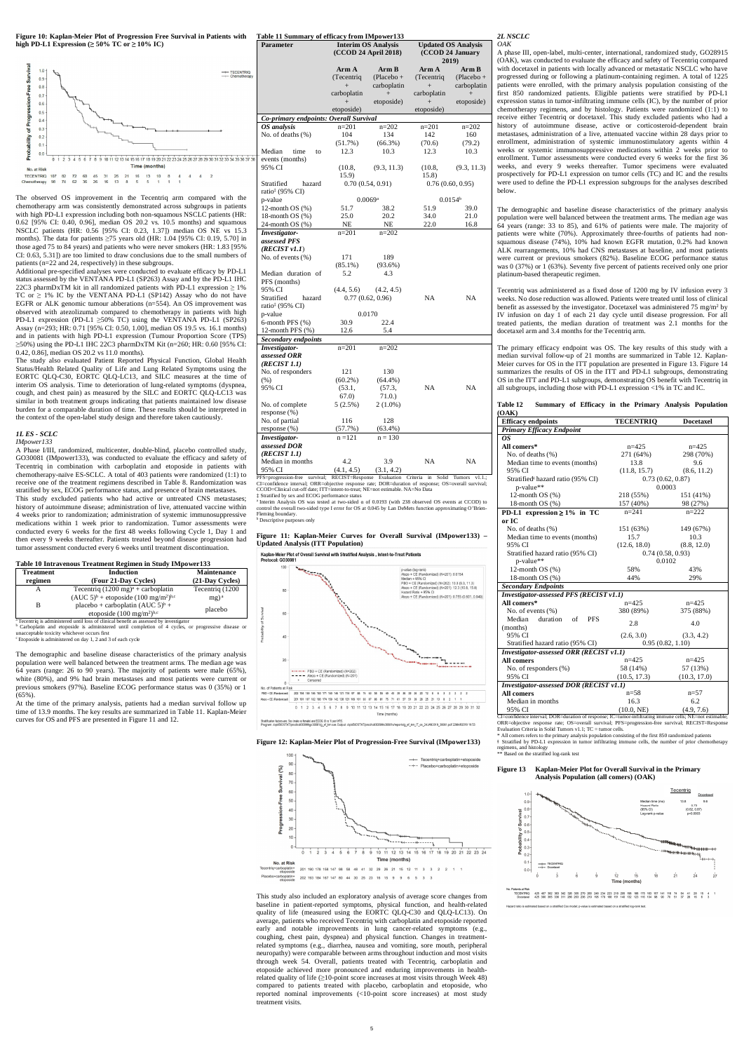**Figure 10: Kaplan-Meier Plot of Progression Free Survival in Patients with high PD-L1 Expression (≥ 50% TC or ≥ 10% IC)**

The observed OS improvement in the Tecentriq arm compared with the chemotherapy arm was consistently demonstrated across subgroups in patients with high PD-L1 expression including both non-squamous NSCLC patients (HR: 0.62 [95% CI: 0.40, 0.96], median OS 20.2 vs. 10.5 months) and squamous NSCLC patients (HR: 0.56 [95% CI: 0.23, 1.37]) median OS NE vs 15.3 months). The data for patients ≥75 years old (HR: 1.04 [95% CI: 0.19, 5.70] in those aged 75 to 84 years) and patients who were never smokers (HR: 1.83 [95% CI: 0.63, 5.31]) are too limited to draw conclusions due to the small numbers of patients (n=22 and 24, respectively) in these subgroups.

Additional pre-specified analyses were conducted to evaluate efficacy by PD-L1 status assessed by the VENTANA PD-L1 (SP263) Assay and by the PD-L1 IHC 22C3 pharmDxTM kit in all randomized patients with PD-L1 expression ≥ 1% TC or ≥ 1% IC by the VENTANA PD-L1 (SP142) Assay who do not have EGFR or ALK genomic tumour aberrations (n=554). An OS improvement was observed with atezolizumab compared to chemotherapy in patients with high PD-L1 expression (PD-L1 ≥50% TC) using the VENTANA PD-L1 (SP263) Assay (n=293; HR: 0.71 [95% CI: 0.50, 1.00], median OS 19.5 vs. 16.1 months) and in patients with high PD-L1 expression (Tumour Proportion Score (TPS) ≥50%) using the PD-L1 IHC 22C3 pharmDxTM Kit (n=260; HR: 0.60 [95% CI: 0.42, 0.86], median OS 20.2 vs 11.0 months).

The study also evaluated Patient Reported Physical Function, Global Health Status/Health Related Quality of Life and Lung Related Symptoms using the EORTC QLQ-C30, EORTC QLQ-LC13, and SILC measures at the time of interim OS analysis. Time to deterioration of lung-related symptoms (dyspnea, cough, and chest pain) as measured by the SILC and EORTC QLQ-LC13 was similar in both treatment groups indicating that patients maintained low disease burden for a comparable duration of time. These results should be interpreted in the context of the open-label study design and therefore taken cautiously.

### *1L ES - SCLC*

*IMpower133*

A Phase I/III, randomized, multicenter, double-blind, placebo controlled study, GO30081 (IMpower133), was conducted to evaluate the efficacy and safety of Tecentriq in combination with carboplatin and etoposide in patients with chemotherapy-naive ES-SCLC. A total of 403 patients were randomized (1:1) to receive one of the treatment regimens described in Table 8. Randomization was stratified by sex, ECOG performance status, and presence of brain metastases.

This study excluded patients who had active or untreated CNS metastases; history of autoimmune disease; administration of live, attenuated vaccine within 4 weeks prior to randomization; administration of systemic immunosuppressive medications within 1 week prior to randomization. Tumor assessments were conducted every 6 weeks for the first 48 weeks following Cycle 1, Day 1 and then every 9 weeks thereafter. Patients treated beyond disease progression had tumor assessment conducted every 6 weeks until treatment discontinuation.

**Table 10 Intravenous Treatment Regimen in Study IMpower133**

| Treatment regimen | Induction (Four 21-Day Cycles) | Maintenance (21-Day Cycles) |
|---|---|---|
| A | Tecentriq (1200 mg)[a] + carboplatin (AUC 5)[b] + etoposide (100 mg/m²)[b,c] | Tecentriq (1200 mg)[a] |
| B | placebo + carboplatin (AUC 5)[b] + etoposide (100 mg/m²)[b,c] | placebo |

[a] Tecentriq is administered until loss of clinical benefit as assessed by investigator
[b] Carboplatin and etoposide is administered until completion of 4 cycles, or progressive disease or unacceptable toxicity whichever occurs first
[c] Etoposide is administered on day 1, 2 and 3 of each cycle

The demographic and baseline disease characteristics of the primary analysis population were well balanced between the treatment arms. The median age was 64 years (range: 26 to 90 years). The majority of patients were male (65%), white (80%), and 9% had brain metastases and most patients were current or previous smokers (97%). Baseline ECOG performance status was 0 (35%) or 1 (65%).

At the time of the primary analysis, patients had a median survival follow up time of 13.9 months. The key results are summarized in Table 11. Kaplan-Meier curves for OS and PFS are presented in Figure 11 and 12.

**Table 11 Summary of efficacy from IMpower133**

| Parameter | Interim OS Analysis (CCOD 24 April 2018) | | Updated OS Analysis (CCOD 24 January 2019) | |
|---|---|---|---|---|
| | Arm A (Tecentriq + carboplatin + etoposide) | Arm B (Placebo + carboplatin + etoposide) | Arm A (Tecentriq + carboplatin + etoposide) | Arm B (Placebo + carboplatin + etoposide) |
| ***Co-primary endpoints: Overall Survival*** | | | | |
| ***OS analysis*** | n=201 | n=202 | n=201 | n=202 |
| No. of deaths (%) | 104 (51.7%) | 134 (66.3%) | 142 (70.6) | 160 (79.2) |
| Median time to events (months) | 12.3 | 10.3 | 12.3 | 10.3 |
| 95% CI | (10.8, 15.9) | (9.3, 11.3) | (10.8, 15.8) | (9.3, 11.3) |
| Stratified hazard ratio‡ (95% CI) | 0.70 (0.54, 0.91) | | 0.76 (0.60, 0.95) | |
| p-value | 0.0069[a] | | 0.0154[b] | |
| 12-month OS (%) | 51.7 | 38.2 | 51.9 | 39.0 |
| 18-month OS (%) | 25.0 | 20.2 | 34.0 | 21.0 |
| 24-month OS (%) | NE | NE | 22.0 | 16.8 |
| ***Investigator-assessed PFS (RECIST v1.1)*** | n=201 | n=202 | | |
| No. of events (%) | 171 (85.1%) | 189 (93.6%) | | |
| Median duration of PFS (months) | 5.2 | 4.3 | | |
| 95% CI | (4.4, 5.6) | (4.2, 4.5) | | |
| Stratified hazard ratio‡ (95% CI) | 0.77 (0.62, 0.96) | | NA | NA |
| p-value | 0.0170 | | | |
| 6-month PFS (%) | 30.9 | 22.4 | | |
| 12-month PFS (%) | 12.6 | 5.4 | | |
| ***Secondary endpoints*** | | | | |
| ***Investigator-assessed ORR (RECIST 1.1)*** | n=201 | n=202 | | |
| No. of responders (%) | 121 (60.2%) | 130 (64.4%) | | |
| 95% CI | (53.1, 67.0) | (57.3, 71.0) | NA | NA |
| No. of complete response (%) | 5 (2.5%) | 2 (1.0%) | | |
| No. of partial response (%) | 116 (57.7%) | 128 (63.4%) | | |
| ***Investigator-assessed DOR (RECIST 1.1)*** | n =121 | n = 130 | | |
| Median in months | 4.2 | 3.9 | NA | NA |
| 95% CI | (4.1, 4.5) | (3.1, 4.2) | | |

PFS=progression-free survival; RECIST=Response Evaluation Criteria in Solid Tumors v1.1.; CI=confidence interval; ORR=objective response rate; DOR=duration of response; OS=overall survival; CCOD=Clinical cut-off date; ITT=intent-to-treat; NE=not estimable. NA=No Data
‡ Stratified by sex and ECOG performance status
[a] Interim Analysis OS was tested at two-sided α of 0.0193 (with 238 observed OS events at CCOD) to control the overall two-sided type I error for OS at 0.045 by Lan DeMets function approximating O'Brien-Fleming boundary.
[b] Descriptive purposes only

**Figure 11: Kaplan-Meier Curves for Overall Survival (IMpower133) – Updated Analysis (ITT Population)**

**Figure 12: Kaplan-Meier Plot of Progression-Free Survival (IMpower133)**

This study also included an exploratory analysis of average score changes from baseline in patient-reported symptoms, physical function, and health-related quality of life (measured using the EORTC QLQ-C30 and QLQ-LC13). On average, patients who received Tecentriq with carboplatin and etoposide reported early and notable improvements in lung cancer-related symptoms (e.g., coughing, chest pain, dyspnea) and physical function. Changes in treatment-related symptoms (e.g., diarrhea, nausea and vomiting, sore mouth, peripheral neuropathy) were comparable between arms throughout induction and most visits through week 54. Overall, patients treated with Tecentriq, carboplatin and etoposide achieved more pronounced and enduring improvements in health-related quality of life (≥10-point score increases at most visits through Week 48) compared to patients treated with placebo, carboplatin and etoposide, who reported nominal improvements (<10-point score increases) at most study treatment visits.

### *2L NSCLC*

*OAK*

A phase III, open-label, multi-center, international, randomized study, GO28915 (OAK), was conducted to evaluate the efficacy and safety of Tecentriq compared with docetaxel in patients with locally advanced or metastatic NSCLC who have progressed during or following a platinum-containing regimen. A total of 1225 patients were enrolled, with the primary analysis population consisting of the first 850 randomized patients. Eligible patients were stratified by PD-L1 expression status in tumor-infiltrating immune cells (IC), by the number of prior chemotherapy regimens, and by histology. Patients were randomized (1:1) to receive either Tecentriq or docetaxel. This study excluded patients who had a history of autoimmune disease, active or corticosteroid-dependent brain metastases, administration of a live, attenuated vaccine within 28 days prior to enrollment, administration of systemic immunostimulatory agents within 4 weeks or systemic immunosuppressive medications within 2 weeks prior to enrollment. Tumor assessments were conducted every 6 weeks for the first 36 weeks, and every 9 weeks thereafter. Tumor specimens were evaluated prospectively for PD-L1 expression on tumor cells (TC) and IC and the results were used to define the PD-L1 expression subgroups for the analyses described below.

The demographic and baseline disease characteristics of the primary analysis population were well balanced between the treatment arms. The median age was 64 years (range: 33 to 85), and 61% of patients were male. The majority of patients were white (70%). Approximately three-fourths of patients had non-squamous disease (74%), 10% had known EGFR mutation, 0.2% had known ALK rearrangements, 10% had CNS metastases at baseline, and most patients were current or previous smokers (82%). Baseline ECOG performance status was 0 (37%) or 1 (63%). Seventy five percent of patients received only one prior platinum-based therapeutic regimen.

Tecentriq was administered as a fixed dose of 1200 mg by IV infusion every 3 weeks. No dose reduction was allowed. Patients were treated until loss of clinical benefit as assessed by the investigator. Docetaxel was administered 75 mg/m² by IV infusion on day 1 of each 21 day cycle until disease progression. For all treated patients, the median duration of treatment was 2.1 months for the docetaxel arm and 3.4 months for the Tecentriq arm.

The primary efficacy endpoint was OS. The key results of this study with a median survival follow-up of 21 months are summarized in Table 12. Kaplan-Meier curves for OS in the ITT population are presented in Figure 13. Figure 14 summarizes the results of OS in the ITT and PD-L1 subgroups, demonstrating OS in the ITT and PD-L1 subgroups, demonstrating OS benefit with Tecentriq in all subgroups, including those with PD-L1 expression <1% in TC and IC.

**Table 12 Summary of Efficacy in the Primary Analysis Population (OAK)**

| Efficacy endpoints | TECENTRIQ | Docetaxel |
|---|---|---|
| ***Primary Efficacy Endpoint*** | | |
| ***OS*** | | |
| **All comers*** | n=425 | n=425 |
| No. of deaths (%) | 271 (64%) | 298 (70%) |
| Median time to events (months) | 13.8 | 9.6 |
| 95% CI | (11.8, 15.7) | (8.6, 11.2) |
| Stratified† hazard ratio (95% CI) | 0.73 (0.62, 0.87) | |
| p-value** | 0.0003 | |
| 12-month OS (%) | 218 (55%) | 151 (41%) |
| 18-month OS (%) | 157 (40%) | 98 (27%) |
| **PD-L1 expression ≥ 1% in TC or IC** | n=241 | n=222 |
| No. of deaths (%) | 151 (63%) | 149 (67%) |
| Median time to events (months) | 15.7 | 10.3 |
| 95% CI | (12.6, 18.0) | (8.8, 12.0) |
| Stratified hazard ratio (95% CI) | 0.74 (0.58, 0.93) | |
| p-value** | 0.0102 | |
| 12-month OS (%) | 58% | 43% |
| 18-month OS (%) | 44% | 29% |
| ***Secondary Endpoints*** | | |
| ***Investigator-assessed PFS (RECIST v1.1)*** | | |
| **All comers*** | n=425 | n=425 |
| No. of events (%) | 380 (89%) | 375 (88%) |
| Median duration of PFS (months) | 2.8 | 4.0 |
| 95% CI | (2.6, 3.0) | (3.3, 4.2) |
| Stratified hazard ratio (95% CI) | 0.95 (0.82, 1.10) | |
| ***Investigator-assessed ORR (RECIST v1.1)*** | | |
| **All comers** | n=425 | n=425 |
| No. of responders (%) | 58 (14%) | 57 (13%) |
| 95% CI | (10.5, 17.3) | (10.3, 17.0) |
| ***Investigator-assessed DOR (RECIST v1.1)*** | | |
| **All comers** | n=58 | n=57 |
| Median in months | 16.3 | 6.2 |
| 95% CI | (10.0, NE) | (4.9, 7.6) |

CI=confidence interval; DOR=duration of response; IC=tumor-infiltrating immune cells; NE=not estimable; ORR=objective response rate; OS=overall survival; PFS=progression-free survival; RECIST=Response Evaluation Criteria in Solid Tumors v1.1; TC = tumor cells.
* All comers refers to the primary analysis population consisting of the first 850 randomized patients
† Stratified by PD-L1 expression in tumor infiltrating immune cells, the number of prior chemotherapy regimens, and histology
** Based on the stratified log-rank test

**Figure 13 Kaplan-Meier Plot for Overall Survival in the Primary Analysis Population (all comers) (OAK)**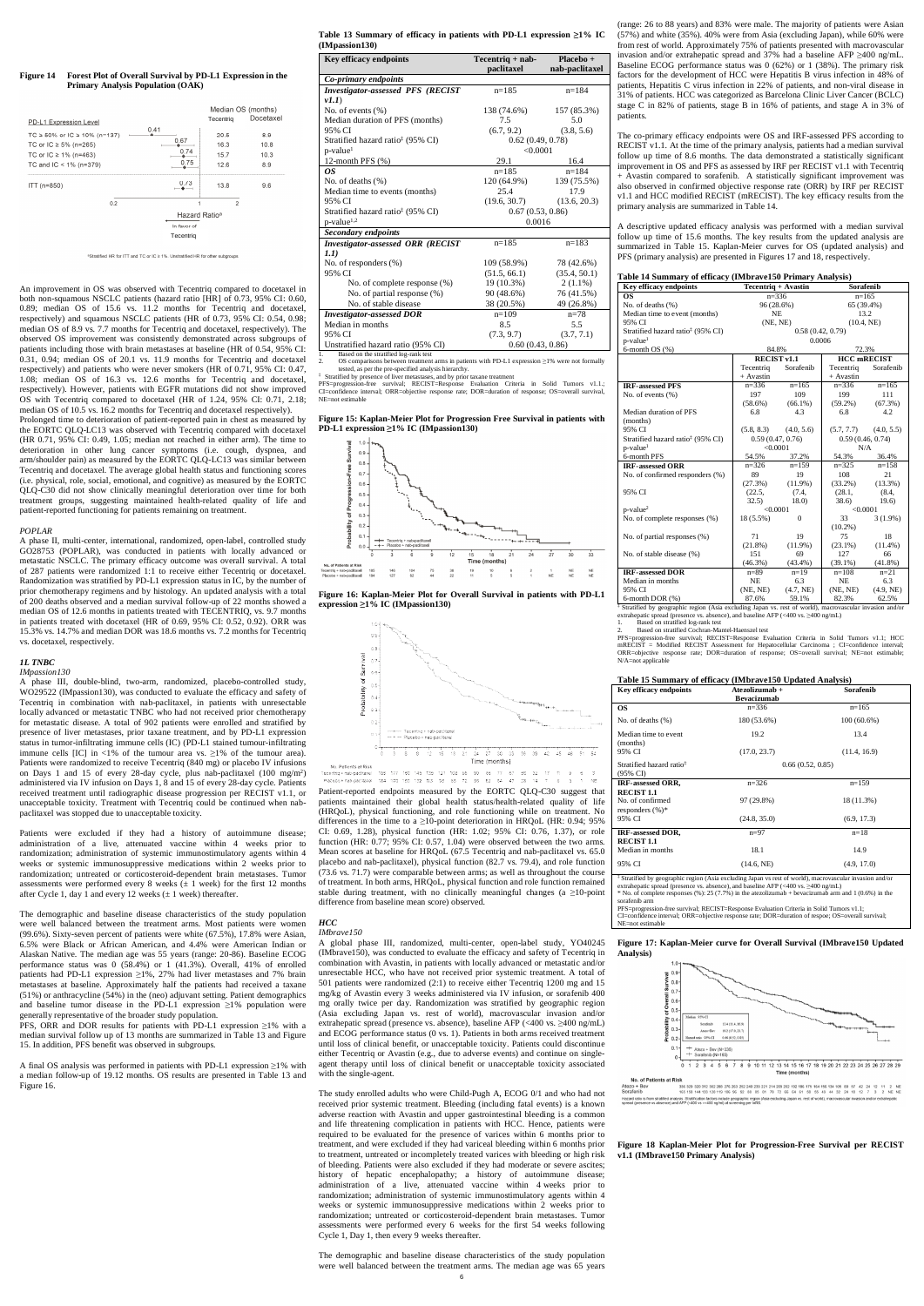**Figure 14 Forest Plot of Overall Survival by PD-L1 Expression in the Primary Analysis Population (OAK)**

| PD-L1 Expression Level | Hazard Ratio | Median OS (months) Tecentriq | Median OS (months) Docetaxel |
|---|---|---|---|
| TC ≥ 50% or IC ≥ 10% (n=137) | 0.41 | 20.5 | 8.9 |
| TC or IC ≥ 5% (n=265) | 0.67 | 16.3 | 10.8 |
| TC or IC ≥ 1% (n=463) | 0.74 | 15.7 | 10.3 |
| TC and IC < 1% (n=379) | 0.75 | 12.6 | 8.9 |
| ITT (n=850) | 0.73 | 13.8 | 9.6 |

Hazard Ratio[a] — In favor of Tecentriq

[a]Stratified HR for ITT and TC or IC ≥ 1%. Unstratified HR for other subgroups

An improvement in OS was observed with Tecentriq compared to docetaxel in both non-squamous NSCLC patients (hazard ratio [HR] of 0.73, 95% CI: 0.60, 0.89; median OS of 15.6 vs. 11.2 months for Tecentriq and docetaxel, respectively) and squamous NSCLC patients (HR of 0.73, 95% CI: 0.54, 0.98; median OS of 8.9 vs. 7.7 months for Tecentriq and docetaxel, respectively). The observed OS improvement was consistently demonstrated across subgroups of patients including those with brain metastases at baseline (HR of 0.54, 95% CI: 0.31, 0.94; median OS of 20.1 vs. 11.9 months for Tecentriq and docetaxel respectively) and patients who were never smokers (HR of 0.71, 95% CI: 0.47, 1.08; median OS of 16.3 vs. 12.6 months for Tecentriq and docetaxel, respectively). However, patients with EGFR mutations did not show improved OS with Tecentriq compared to docetaxel (HR of 1.24, 95% CI: 0.71, 2.18; median OS of 10.5 vs. 16.2 months for Tecentriq and docetaxel respectively).

Prolonged time to deterioration of patient-reported pain in chest as measured by the EORTC QLQ-LC13 was observed with Tecentriq compared with docetaxel (HR 0.71, 95% CI: 0.49, 1.05; median not reached in either arm). The time to deterioration in other lung cancer symptoms (i.e. cough, dyspnea, and arm/shoulder pain) as measured by the EORTC QLQ-LC13 was similar between Tecentriq and docetaxel. The average global health status and functioning scores (i.e. physical, role, social, emotional, and cognitive) as measured by the EORTC QLQ-C30 did not show clinically meaningful deterioration over time for both treatment groups, suggesting maintained health-related quality of life and patient-reported functioning for patients remaining on treatment.

*POPLAR*

A phase II, multi-center, international, randomized, open-label, controlled study GO28753 (POPLAR), was conducted in patients with locally advanced or metastatic NSCLC. The primary efficacy outcome was overall survival. A total of 287 patients were randomized 1:1 to receive either Tecentriq or docetaxel. Randomization was stratified by PD-L1 expression status in IC, by the number of prior chemotherapy regimens and by histology. An updated analysis with a total of 200 deaths observed and a median survival follow-up of 22 months showed a median OS of 12.6 months in patients treated with TECENTRIQ, vs. 9.7 months in patients treated with docetaxel (HR of 0.69, 95% CI: 0.52, 0.92). ORR was 15.3% vs. 14.7% and median DOR was 18.6 months vs. 7.2 months for Tecentriq vs. docetaxel, respectively.

*1L TNBC*

*IMpassion130*

A phase III, double-blind, two-arm, randomized, placebo-controlled study, WO29522 (IMpassion130), was conducted to evaluate the efficacy and safety of Tecentriq in combination with nab-paclitaxel, in patients with unresectable locally advanced or metastatic TNBC who had not received prior chemotherapy for metastatic disease. A total of 902 patients were enrolled and stratified by presence of liver metastases, prior taxane treatment, and by PD-L1 expression status in tumour-infiltrating immune cells (IC) (PD-L1 stained tumour-infiltrating immune cells [IC] in <1% of the tumour area vs. ≥1% of the tumour area). Patients were randomized to receive Tecentriq (840 mg) or placebo IV infusions on Days 1 and 15 of every 28-day cycle, plus nab-paclitaxel (100 mg/m$^2$) administered via IV infusion on Days 1, 8 and 15 of every 28-day cycle. Patients received treatment until radiographic disease progression per RECIST v1.1, or unacceptable toxicity. Treatment with Tecentriq could be continued when nab-paclitaxel was stopped due to unacceptable toxicity.

Patients were excluded if they had a history of autoimmune disease; administration of a live, attenuated vaccine within 4 weeks prior to randomization; administration of systemic immunostimulatory agents within 4 weeks or systemic immunosuppressive medications within 2 weeks prior to randomization; untreated or corticosteroid-dependent brain metastases. Tumor assessments were performed every 8 weeks (± 1 week) for the first 12 months after Cycle 1, day 1 and every 12 weeks (± 1 week) thereafter.

The demographic and baseline disease characteristics of the study population were well balanced between the treatment arms. Most patients were women (99.6%). Sixty-seven percent of patients were white (67.5%), 17.8% were Asian, 6.5% were Black or African American, and 4.4% were American Indian or Alaskan Native. The median age was 55 years (range: 20-86). Baseline ECOG performance status was 0 (58.4%) or 1 (41.3%). Overall, 41% of enrolled patients had PD-L1 expression ≥1%, 27% had liver metastases and 7% brain metastases at baseline. Approximately half the patients had received a taxane (51%) or anthracycline (54%) in the (neo) adjuvant setting. Patient demographics and baseline tumor disease in the PD-L1 expression ≥1% population were generally representative of the broader study population.

PFS, ORR and DOR results for patients with PD-L1 expression ≥1% with a median survival follow up of 13 months are summarized in Table 13 and Figure 15. In addition, PFS benefit was observed in subgroups.

A final OS analysis was performed in patients with PD-L1 expression ≥1% with a median follow-up of 19.12 months. OS results are presented in Table 13 and Figure 16.

**Table 13 Summary of efficacy in patients with PD-L1 expression ≥1% IC (IMpassion130)**

| Key efficacy endpoints | Tecentriq + nab-paclitaxel | Placebo + nab-paclitaxel |
|---|---|---|
| ***Co-primary endpoints*** | | |
| ***Investigator-assessed PFS (RECIST v1.1)*** | n=185 | n=184 |
| No. of events (%) | 138 (74.6%) | 157 (85.3%) |
| Median duration of PFS (months) | 7.5 | 5.0 |
| 95% CI | (6.7, 9.2) | (3.8, 5.6) |
| Stratified hazard ratio[‡] (95% CI) | 0.62 (0.49, 0.78) | |
| p-value[1] | <0.0001 | |
| 12-month PFS (%) | 29.1 | 16.4 |
| ***OS*** | n=185 | n=184 |
| No. of deaths (%) | 120 (64.9%) | 139 (75.5%) |
| Median time to events (months) | 25.4 | 17.9 |
| 95% CI | (19.6, 30.7) | (13.6, 20.3) |
| Stratified hazard ratio[‡] (95% CI) | 0.67 (0.53, 0.86) | |
| p-value[1,2] | 0.0016 | |
| ***Secondary endpoints*** | | |
| ***Investigator-assessed ORR (RECIST 1.1)*** | n=185 | n=183 |
| No. of responders (%) | 109 (58.9%) | 78 (42.6%) |
| 95% CI | (51.5, 66.1) | (35.4, 50.1) |
| No. of complete response (%) | 19 (10.3%) | 2 (1.1%) |
| No. of partial response (%) | 90 (48.6%) | 76 (41.5%) |
| No. of stable disease | 38 (20.5%) | 49 (26.8%) |
| ***Investigator-assessed DOR*** | n=109 | n=78 |
| Median in months | 8.5 | 5.5 |
| 95% CI | (7.3, 9.7) | (3.7, 7.1) |
| Unstratified hazard ratio (95% CI) | 0.60 (0.43, 0.86) | |

1. Based on the stratified log-rank test
2. OS comparisons between treatment arms in patients with PD-L1 expression ≥1% were not formally tested, as per the pre-specified analysis hierarchy.

‡ Stratified by presence of liver metastases, and by prior taxane treatment

PFS=progression-free survival; RECIST=Response Evaluation Criteria in Solid Tumors v1.1.; CI=confidence interval; ORR=objective response rate; DOR=duration of response; OS=overall survival, NE=not estimable

**Figure 15: Kaplan-Meier Plot for Progression Free Survival in patients with PD-L1 expression ≥1% IC (IMpassion130)**

**Figure 16: Kaplan-Meier Plot for Overall Survival in patients with PD-L1 expression ≥1% IC (IMpassion130)**

Patient-reported endpoints measured by the EORTC QLQ-C30 suggest that patients maintained their global health status/health-related quality of life (HRQoL), physical functioning, and role functioning while on treatment. No differences in the time to a ≥10-point deterioration in HRQoL (HR: 0.94; 95% CI: 0.69, 1.28), physical function (HR: 1.02; 95% CI: 0.76, 1.37), or role function (HR: 0.77; 95% CI: 0.57, 1.04) were observed between the two arms. Mean scores at baseline for HRQoL (67.5 Tecentriq and nab-paclitaxel vs. 65.0 placebo and nab-paclitaxel), physical function (82.7 vs. 79.4), and role function (73.6 vs. 71.7) were comparable between arms; as well as throughout the course of treatment. In both arms, HRQoL, physical function and role function remained stable during treatment, with no clinically meaningful changes (a ≥10-point difference from baseline mean score) observed.

*HCC*

*IMbrave150*

A global phase III, randomized, multi-center, open-label study, YO40245 (IMbrave150), was conducted to evaluate the efficacy and safety of Tecentriq in combination with Avastin, in patients with locally advanced or metastatic and/or unresectable HCC, who have not received prior systemic treatment. A total of 501 patients were randomized (2:1) to receive either Tecentriq 1200 mg and 15 mg/kg of Avastin every 3 weeks administered via IV infusion, or sorafenib 400 mg orally twice per day. Randomization was stratified by geographic region (Asia excluding Japan vs. rest of world), macrovascular invasion and/or extrahepatic spread (presence vs. absence), baseline AFP (<400 vs. ≥400 ng/mL) and ECOG performance status (0 vs. 1). Patients in both arms received treatment until loss of clinical benefit, or unacceptable toxicity. Patients could discontinue either Tecentriq or Avastin (e.g., due to adverse events) and continue on single-agent therapy until loss of clinical benefit or unacceptable toxicity associated with the single-agent.

The study enrolled adults who were Child-Pugh A, ECOG 0/1 and who had not received prior systemic treatment. Bleeding (including fatal events) is a known adverse reaction with Avastin and upper gastrointestinal bleeding is a common and life threatening complication in patients with HCC. Hence, patients were required to be evaluated for the presence of varices within 6 months prior to treatment, and were excluded if they had variceal bleeding within 6 months prior to treatment, untreated or incompletely treated varices with bleeding or high risk of bleeding. Patients were also excluded if they had moderate or severe ascites; history of hepatic encephalopathy; a history of autoimmune disease; administration of a live, attenuated vaccine within 4 weeks prior to randomization; administration of systemic immunostimulatory agents within 4 weeks or systemic immunosuppressive medications within 2 weeks prior to randomization; untreated or corticosteroid-dependent brain metastases. Tumor assessments were performed every 6 weeks for the first 54 weeks following Cycle 1, Day 1, then every 9 weeks thereafter.

The demographic and baseline disease characteristics of the study population were well balanced between the treatment arms. The median age was 65 years (range: 26 to 88 years) and 83% were male. The majority of patients were Asian (57%) and white (35%). 40% were from Asia (excluding Japan), while 60% were from rest of world. Approximately 75% of patients presented with macrovascular invasion and/or extrahepatic spread and 37% had a baseline AFP ≥400 ng/mL. Baseline ECOG performance status was 0 (62%) or 1 (38%). The primary risk factors for the development of HCC were Hepatitis B virus infection in 48% of patients, Hepatitis C virus infection in 22% of patients, and non-viral disease in 31% of patients. HCC was categorized as Barcelona Clinic Liver Cancer (BCLC) stage C in 82% of patients, stage B in 16% of patients, and stage A in 3% of patients.

The co-primary efficacy endpoints were OS and IRF-assessed PFS according to RECIST v1.1. At the time of the primary analysis, patients had a median survival follow up time of 8.6 months. The data demonstrated a statistically significant improvement in OS and PFS as assessed by IRF per RECIST v1.1 with Tecentriq + Avastin compared to sorafenib. A statistically significant improvement was also observed in confirmed objective response rate (ORR) by IRF per RECIST v1.1 and HCC modified RECIST (mRECIST). The key efficacy results from the primary analysis are summarized in Table 14.

A descriptive updated efficacy analysis was performed with a median survival follow up time of 15.6 months. The key results from the updated analysis are summarized in Table 15. Kaplan-Meier curves for OS (updated analysis) and PFS (primary analysis) are presented in Figures 17 and 18, respectively.

**Table 14 Summary of efficacy (IMbrave150 Primary Analysis)**

| Key efficacy endpoints | Tecentriq + Avastin | | Sorafenib | |
|---|---|---|---|---|
| **OS** | n=336 | | n=165 | |
| No. of deaths (%) | 96 (28.6%) | | 65 (39.4%) | |
| Median time to event (months) | NE | | 13.2 | |
| 95% CI | (NE, NE) | | (10.4, NE) | |
| Stratified hazard ratio[‡] (95% CI) | 0.58 (0.42, 0.79) | | | |
| p-value[1] | 0.0006 | | | |
| 6-month OS (%) | 84.8% | | 72.3% | |
| | **RECIST v1.1** | | **HCC mRECIST** | |
| | Tecentriq + Avastin | Sorafenib | Tecentriq + Avastin | Sorafenib |
| **IRF-assessed PFS** | n=336 | n=165 | n=336 | n=165 |
| No. of events (%) | 197 (58.6%) | 109 (66.1%) | 199 (59.2%) | 111 (67.3%) |
| Median duration of PFS (months) | 6.8 | 4.3 | 6.8 | 4.2 |
| 95% CI | (5.8, 8.3) | (4.0, 5.6) | (5.7, 7.7) | (4.0, 5.5) |
| Stratified hazard ratio[‡] (95% CI) | 0.59 (0.47, 0.76) | | 0.59 (0.46, 0.74) | |
| p-value[1] | <0.0001 | | N/A | |
| 6-month PFS | 54.5% | 37.2% | 54.3% | 36.4% |
| **IRF-assessed ORR** | n=326 | n=159 | n=325 | n=158 |
| No. of confirmed responders (%) | 89 (27.3%) | 19 (11.9%) | 108 (33.2%) | 21 (13.3%) |
| 95% CI | (22.5, 32.5) | (7.4, 18.0) | (28.1, 38.6) | (8.4, 19.6) |
| p-value[2] | <0.0001 | | <0.0001 | |
| No. of complete responses (%) | 18 (5.5%) | 0 | 33 (10.2%) | 3 (1.9%) |
| No. of partial responses (%) | 71 (21.8%) | 19 (11.9%) | 75 (23.1%) | 18 (11.4%) |
| No. of stable disease (%) | 151 (46.3%) | 69 (43.4%) | 127 (39.1%) | 66 (41.8%) |
| **IRF-assessed DOR** | n=89 | n=19 | n=108 | n=21 |
| Median in months | NE | 6.3 | NE | 6.3 |
| 95% CI | (NE, NE) | (4.7, NE) | (NE, NE) | (4.9, NE) |
| 6-month DOR (%) | 87.6% | 59.1% | 82.3% | 62.5% |

‡ Stratified by geographic region (Asia excluding Japan vs rest of world), macrovascular invasion and/or extrahepatic spread (presence vs. absence), and baseline AFP (<400 vs. ≥400 ng/mL)

1. Based on stratified log-rank test
2. Based on stratified Cochran-Mantel-Haenszel test

PFS=progression-free survival; RECIST=Response Evaluation Criteria in Solid Tumors v1.1; HCC mRECIST = Modified RECIST Assessment for Hepatocellular Carcinoma ; CI=confidence interval; ORR=objective response rate; DOR=duration of response; OS=overall survival; NE=not estimable; N/A=not applicable

**Table 15 Summary of efficacy (IMbrave150 Updated Analysis)**

| Key efficacy endpoints | Atezolizumab + Bevacizumab | Sorafenib |
|---|---|---|
| **OS** | n=336 | n=165 |
| No. of deaths (%) | 180 (53.6%) | 100 (60.6%) |
| Median time to event (months) | 19.2 | 13.4 |
| 95% CI | (17.0, 23.7) | (11.4, 16.9) |
| Stratified hazard ratio[‡] (95% CI) | 0.66 (0.52, 0.85) | |
| **IRF-assessed ORR, RECIST 1.1** | n=326 | n=159 |
| No. of confirmed responders (%)* | 97 (29.8%) | 18 (11.3%) |
| 95% CI | (24.8, 35.0) | (6.9, 17.3) |
| **IRF-assessed DOR, RECIST 1.1** | n=97 | n=18 |
| Median in months | 18.1 | 14.9 |
| 95% CI | (14.6, NE) | (4.9, 17.0) |

‡ Stratified by geographic region (Asia excluding Japan vs rest of world), macrovascular invasion and/or extrahepatic spread (presence vs. absence), and baseline AFP (<400 vs. ≥400 ng/mL)

* No. of complete responses (%): 25 (7.7%) in the atezolizumab + bevacizumab arm and 1 (0.6%) in the sorafenib arm

PFS=progression-free survival; RECIST=Response Evaluation Criteria in Solid Tumors v1.1; CI=confidence interval; ORR=objective response rate; DOR=duration of respoe; OS=overall survival; NE=not estimable

**Figure 17: Kaplan-Meier curve for Overall Survival (IMbrave150 Updated Analysis)**

**Figure 18 Kaplan-Meier Plot for Progression-Free Survival per RECIST v1.1 (IMbrave150 Primary Analysis)**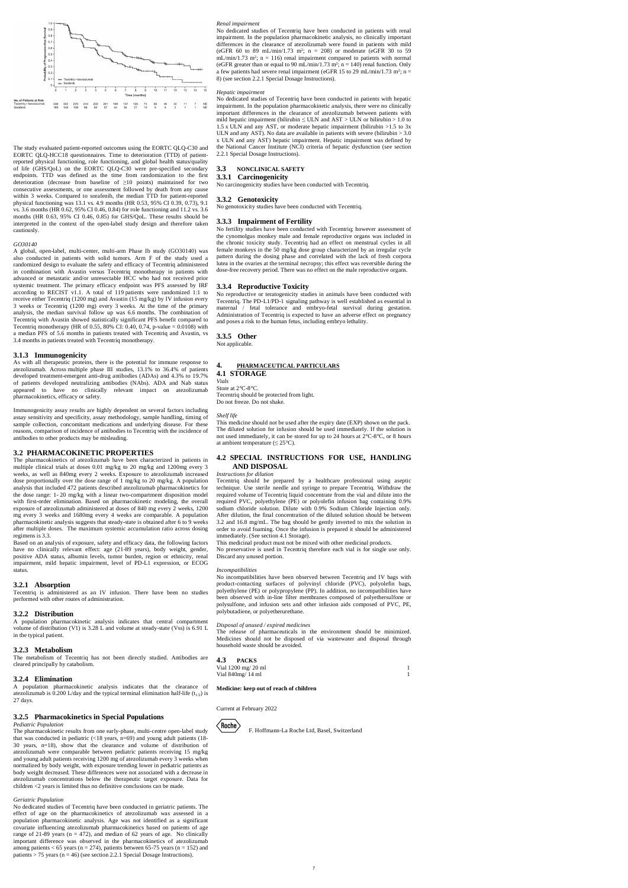1.0
0.9
0.8
0.7
0.6
0.5
0.4
0.3
0.2
0.1
0

Probability of Progression-free Survival

Tecentriq + bevacizumab
Sorafenib

0 1 2 3 4 5 6 7 8 9 10 11 12 13 14 15

Time (months)

No. of Patients at Risk
Tecentriq + bevacizumab 336 322 270 243 232 201 169 137 120 74 50 46 34 11 7 NE
Sorafenib 165 148 109 84 80 57 44 34 27 15 9 4 2 1 1 NE

The study evaluated patient-reported outcomes using the EORTC QLQ-C30 and EORTC QLQ-HCC18 questionnaires. Time to deterioration (TTD) of patient-reported physical functioning, role functioning, and global health status/quality of life (GHS/QoL) on the EORTC QLQ-C30 were pre-specified secondary endpoints. TTD was defined as the time from randomization to the first deterioration (decrease from baseline of ≥10 points) maintained for two consecutive assessments, or one assessment followed by death from any cause within 3 weeks. Compared to sorafenib, the median TTD for patient-reported physical functioning was 13.1 vs. 4.9 months (HR 0.53, 95% CI 0.39, 0.73), 9.1 vs. 3.6 months (HR 0.62, 95% CI 0.46, 0.84) for role functioning and 11.2 vs. 3.6 months (HR 0.63, 95% CI 0.46, 0.85) for GHS/QoL. These results should be interpreted in the context of the open-label study design and therefore taken cautiously.

*GO30140*

A global, open-label, multi-center, multi-arm Phase Ib study (GO30140) was also conducted in patients with solid tumors. Arm F of the study used a randomized design to evaluate the safety and efficacy of Tecentriq administered in combination with Avastin versus Tecentriq monotherapy in patients with advanced or metastatic and/or unresectable HCC who had not received prior systemic treatment. The primary efficacy endpoint was PFS assessed by IRF according to RECIST v1.1. A total of 119 patients were randomized 1:1 to receive either Tecentriq (1200 mg) and Avastin (15 mg/kg) by IV infusion every 3 weeks or Tecentriq (1200 mg) every 3 weeks. At the time of the primary analysis, the median survival follow up was 6.6 months. The combination of Tecentriq with Avastin showed statistically significant PFS benefit compared to Tecentriq monotherapy (HR of 0.55, 80% CI: 0.40, 0.74, p-value = 0.0108) with a median PFS of 5.6 months in patients treated with Tecentriq and Avastin, vs 3.4 months in patients treated with Tecentriq monotherapy.

### 3.1.3 Immunogenicity

As with all therapeutic proteins, there is the potential for immune response to atezolizumab. Across multiple phase III studies, 13.1% to 36.4% of patients developed treatment-emergent anti-drug antibodies (ADAs) and 4.3% to 19.7% of patients developed neutralizing antibodies (NAbs). ADA and Nab status appeared to have no clinically relevant impact on atezolizumab pharmacokinetics, efficacy or safety.

Immunogenicity assay results are highly dependent on several factors including assay sensitivity and specificity, assay methodology, sample handling, timing of sample collection, concomitant medications and underlying disease. For these reasons, comparison of incidence of antibodies to Tecentriq with the incidence of antibodies to other products may be misleading.

## 3.2 PHARMACOKINETIC PROPERTIES

The pharmacokinetics of atezolizumab have been characterized in patients in multiple clinical trials at doses 0.01 mg/kg to 20 mg/kg and 1200mg every 3 weeks, as well as 840mg every 2 weeks. Exposure to atezolizumab increased dose proportionally over the dose range of 1 mg/kg to 20 mg/kg. A population analysis that included 472 patients described atezolizumab pharmacokinetics for the dose range: 1- 20 mg/kg with a linear two-compartment disposition model with first-order elimination. Based on pharmacokinetic modeling, the overall exposure of atezolizumab administered at doses of 840 mg every 2 weeks, 1200 mg every 3 weeks and 1680mg every 4 weeks are comparable. A population pharmacokinetic analysis suggests that steady-state is obtained after 6 to 9 weeks after multiple doses. The maximum systemic accumulation ratio across dosing regimens is 3.3.

Based on an analysis of exposure, safety and efficacy data, the following factors have no clinically relevant effect: age (21-89 years), body weight, gender, positive ADA status, albumin levels, tumor burden, region or ethnicity, renal impairment, mild hepatic impairment, level of PD-L1 expression, or ECOG status.

### 3.2.1 Absorption

Tecentriq is administered as an IV infusion. There have been no studies performed with other routes of administration.

### 3.2.2 Distribution

A population pharmacokinetic analysis indicates that central compartment volume of distribution (V1) is 3.28 L and volume at steady-state (Vss) is 6.91 L in the typical patient.

### 3.2.3 Metabolism

The metabolism of Tecentriq has not been directly studied. Antibodies are cleared principally by catabolism.

### 3.2.4 Elimination

A population pharmacokinetic analysis indicates that the clearance of atezolizumab is 0.200 L/day and the typical terminal elimination half-life ($t_{1/2}$) is 27 days.

### 3.2.5 Pharmacokinetics in Special Populations

*Pediatric Population*

The pharmacokinetic results from one early-phase, multi-centre open-label study that was conducted in pediatric (<18 years, n=69) and young adult patients (18-30 years, n=18), show that the clearance and volume of distribution of atezolizumab were comparable between pediatric patients receiving 15 mg/kg and young adult patients receiving 1200 mg of atezolizumab every 3 weeks when normalized by body weight, with exposure trending lower in pediatric patients as body weight decreased. These differences were not associated with a decrease in atezolizumab concentrations below the therapeutic target exposure. Data for children <2 years is limited thus no definitive conclusions can be made.

*Geriatric Population*

No dedicated studies of Tecentriq have been conducted in geriatric patients. The effect of age on the pharmacokinetics of atezolizumab was assessed in a population pharmacokinetic analysis. Age was not identified as a significant covariate influencing atezolizumab pharmacokinetics based on patients of age range of 21-89 years (n = 472), and median of 62 years of age. No clinically important difference was observed in the pharmacokinetics of atezolizumab among patients < 65 years (n = 274), patients between 65-75 years (n = 152) and patients > 75 years (n = 46) (see section 2.2.1 Special Dosage Instructions).

*Renal impairment*

No dedicated studies of Tecentriq have been conducted in patients with renal impairment. In the population pharmacokinetic analysis, no clinically important differences in the clearance of atezolizumab were found in patients with mild (eGFR 60 to 89 mL/min/1.73 $m^2$; n = 208) or moderate (eGFR 30 to 59 mL/min/1.73 $m^2$; n = 116) renal impairment compared to patients with normal (eGFR greater than or equal to 90 mL/min/1.73 $m^2$; n = 140) renal function. Only a few patients had severe renal impairment (eGFR 15 to 29 mL/min/1.73 $m^2$; n = 8) (see section 2.2.1 Special Dosage Instructions).

*Hepatic impairment*

No dedicated studies of Tecentriq have been conducted in patients with hepatic impairment. In the population pharmacokinetic analysis, there were no clinically important differences in the clearance of atezolizumab between patients with mild hepatic impairment (bilirubin ≤ ULN and AST > ULN or bilirubin > 1.0 to 1.5 x ULN and any AST, or moderate hepatic impairment (bilirubin >1.5 to 3x ULN and any AST). No data are available in patients with severe (bilirubin > 3.0 x ULN and any AST) hepatic impairment. Hepatic impairment was defined by the National Cancer Institute (NCI) criteria of hepatic dysfunction (see section 2.2.1 Special Dosage Instructions).

## 3.3 NONCLINICAL SAFETY

### 3.3.1 Carcinogenicity

No carcinogenicity studies have been conducted with Tecentriq.

### 3.3.2 Genotoxicity

No genotoxicity studies have been conducted with Tecentriq.

### 3.3.3 Impairment of Fertility

No fertility studies have been conducted with Tecentriq; however assessment of the cynomolgus monkey male and female reproductive organs was included in the chronic toxicity study. Tecentriq had an effect on menstrual cycles in all female monkeys in the 50 mg/kg dose group characterized by an irregular cycle pattern during the dosing phase and correlated with the lack of fresh corpora lutea in the ovaries at the terminal necropsy; this effect was reversible during the dose-free recovery period. There was no effect on the male reproductive organs.

### 3.3.4 Reproductive Toxicity

No reproductive or teratogenicity studies in animals have been conducted with Tecentriq. The PD-L1/PD-1 signaling pathway is well established as essential in maternal / fetal tolerance and embryo-fetal survival during gestation. Administration of Tecentriq is expected to have an adverse effect on pregnancy and poses a risk to the human fetus, including embryo lethality.

### 3.3.5 Other

Not applicable.

# 4. PHARMACEUTICAL PARTICULARS

## 4.1 STORAGE

*Vials*

Store at 2°C-8°C.
Tecentriq should be protected from light.
Do not freeze. Do not shake.

*Shelf life*

This medicine should not be used after the expiry date (EXP) shown on the pack. The diluted solution for infusion should be used immediately. If the solution is not used immediately, it can be stored for up to 24 hours at 2°C-8°C, or 8 hours at ambient temperature (≤ 25°C).

## 4.2 SPECIAL INSTRUCTIONS FOR USE, HANDLING AND DISPOSAL

*Instructions for dilution*

Tecentriq should be prepared by a healthcare professional using aseptic technique. Use sterile needle and syringe to prepare Tecentriq. Withdraw the required volume of Tecentriq liquid concentrate from the vial and dilute into the required PVC, polyethylene (PE) or polyolefin infusion bag containing 0.9% sodium chloride solution. Dilute with 0.9% Sodium Chloride Injection only. After dilution, the final concentration of the diluted solution should be between 3.2 and 16.8 mg/mL. The bag should be gently inverted to mix the solution in order to avoid foaming. Once the infusion is prepared it should be administered immediately. (See section 4.1 Storage).

This medicinal product must not be mixed with other medicinal products.

No preservative is used in Tecentriq therefore each vial is for single use only. Discard any unused portion.

*Incompatibilities*

No incompatibilities have been observed between Tecentriq and IV bags with product-contacting surfaces of polyvinyl chloride (PVC), polyolefin bags, polyethylene (PE) or polypropylene (PP). In addition, no incompatibilities have been observed with in-line filter membranes composed of polyethersulfone or polysulfone, and infusion sets and other infusion aids composed of PVC, PE, polybutadiene, or polyetherurethane.

*Disposal of unused / expired medicines*

The release of pharmaceuticals in the environment should be minimized. Medicines should not be disposed of via wastewater and disposal through household waste should be avoided.

## 4.3 PACKS

| | |
|---|---|
| Vial 1200 mg/ 20 ml | 1 |
| Vial 840mg/ 14 ml | 1 |

**Medicine: keep out of reach of children**

Current at February 2022

Roche

F. Hoffmann-La Roche Ltd, Basel, Switzerland